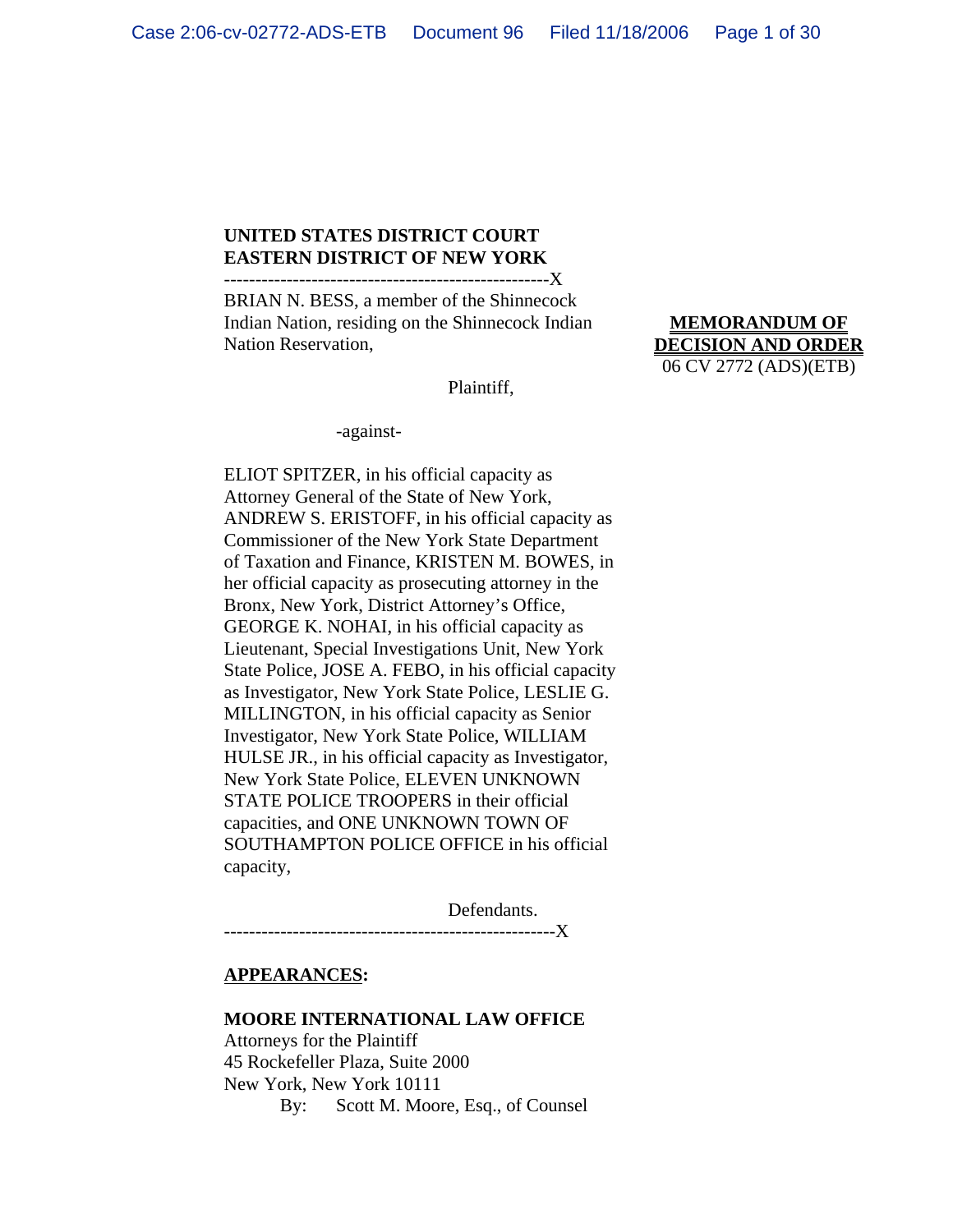**UNITED STATES DISTRICT COURT**
**EASTERN DISTRICT OF NEW YORK**

---------------------------------------------------X

BRIAN N. BESS, a member of the Shinnecock Indian Nation, residing on the Shinnecock Indian Nation Reservation,

Plaintiff,

-against-

ELIOT SPITZER, in his official capacity as Attorney General of the State of New York, ANDREW S. ERISTOFF, in his official capacity as Commissioner of the New York State Department of Taxation and Finance, KRISTEN M. BOWES, in her official capacity as prosecuting attorney in the Bronx, New York, District Attorney's Office, GEORGE K. NOHAI, in his official capacity as Lieutenant, Special Investigations Unit, New York State Police, JOSE A. FEBO, in his official capacity as Investigator, New York State Police, LESLIE G. MILLINGTON, in his official capacity as Senior Investigator, New York State Police, WILLIAM HULSE JR., in his official capacity as Investigator, New York State Police, ELEVEN UNKNOWN STATE POLICE TROOPERS in their official capacities, and ONE UNKNOWN TOWN OF SOUTHAMPTON POLICE OFFICE in his official capacity,

Defendants.

---------------------------------------------------X

**MEMORANDUM OF DECISION AND ORDER**
06 CV 2772 (ADS)(ETB)

**APPEARANCES:**

**MOORE INTERNATIONAL LAW OFFICE**
Attorneys for the Plaintiff
45 Rockefeller Plaza, Suite 2000
New York, New York 10111
By: Scott M. Moore, Esq., of Counsel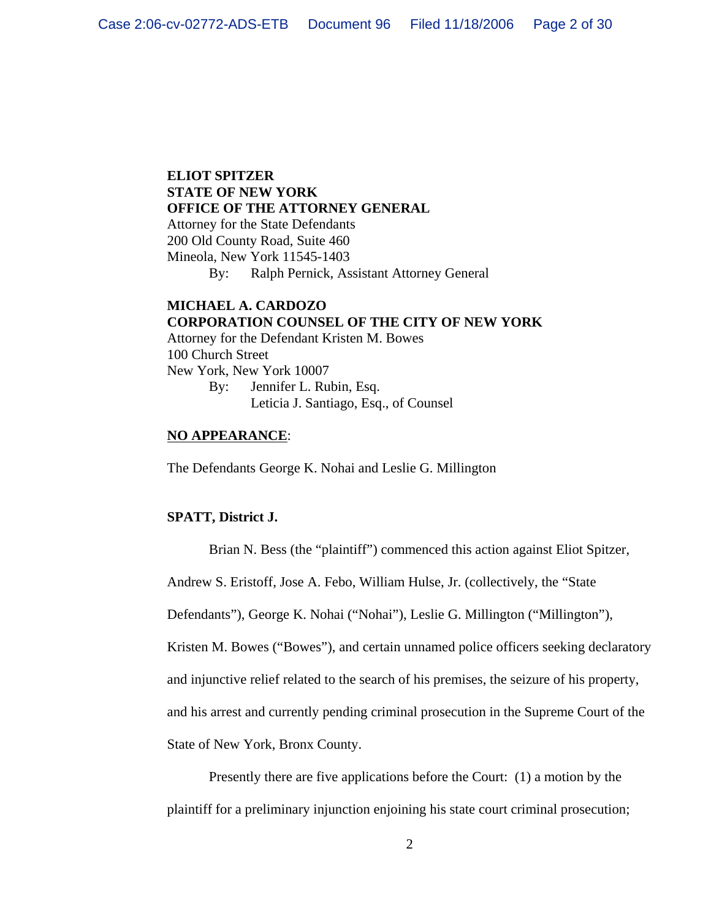**ELIOT SPITZER**
**STATE OF NEW YORK**
**OFFICE OF THE ATTORNEY GENERAL**
Attorney for the State Defendants
200 Old County Road, Suite 460
Mineola, New York 11545-1403
By: Ralph Pernick, Assistant Attorney General

**MICHAEL A. CARDOZO**
**CORPORATION COUNSEL OF THE CITY OF NEW YORK**
Attorney for the Defendant Kristen M. Bowes
100 Church Street
New York, New York 10007
By: Jennifer L. Rubin, Esq.
Leticia J. Santiago, Esq., of Counsel

**NO APPEARANCE**:

The Defendants George K. Nohai and Leslie G. Millington

**SPATT, District J.**

Brian N. Bess (the "plaintiff") commenced this action against Eliot Spitzer, Andrew S. Eristoff, Jose A. Febo, William Hulse, Jr. (collectively, the "State Defendants"), George K. Nohai ("Nohai"), Leslie G. Millington ("Millington"), Kristen M. Bowes ("Bowes"), and certain unnamed police officers seeking declaratory and injunctive relief related to the search of his premises, the seizure of his property, and his arrest and currently pending criminal prosecution in the Supreme Court of the State of New York, Bronx County.

Presently there are five applications before the Court: (1) a motion by the plaintiff for a preliminary injunction enjoining his state court criminal prosecution;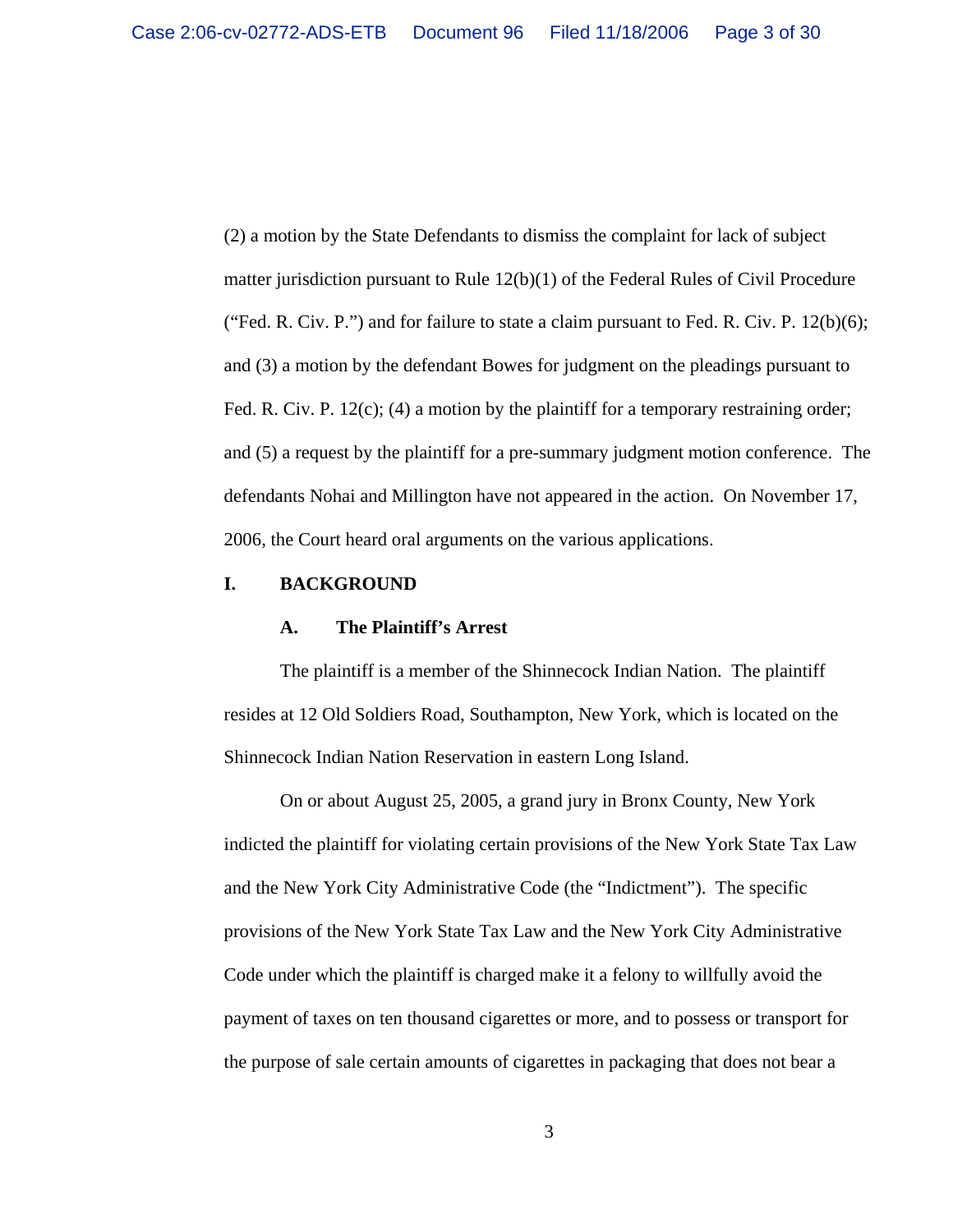(2) a motion by the State Defendants to dismiss the complaint for lack of subject matter jurisdiction pursuant to Rule 12(b)(1) of the Federal Rules of Civil Procedure ("Fed. R. Civ. P.") and for failure to state a claim pursuant to Fed. R. Civ. P. 12(b)(6); and (3) a motion by the defendant Bowes for judgment on the pleadings pursuant to Fed. R. Civ. P. 12(c); (4) a motion by the plaintiff for a temporary restraining order; and (5) a request by the plaintiff for a pre-summary judgment motion conference. The defendants Nohai and Millington have not appeared in the action. On November 17, 2006, the Court heard oral arguments on the various applications.

## I. BACKGROUND

### A. The Plaintiff's Arrest

The plaintiff is a member of the Shinnecock Indian Nation. The plaintiff resides at 12 Old Soldiers Road, Southampton, New York, which is located on the Shinnecock Indian Nation Reservation in eastern Long Island.

On or about August 25, 2005, a grand jury in Bronx County, New York indicted the plaintiff for violating certain provisions of the New York State Tax Law and the New York City Administrative Code (the "Indictment"). The specific provisions of the New York State Tax Law and the New York City Administrative Code under which the plaintiff is charged make it a felony to willfully avoid the payment of taxes on ten thousand cigarettes or more, and to possess or transport for the purpose of sale certain amounts of cigarettes in packaging that does not bear a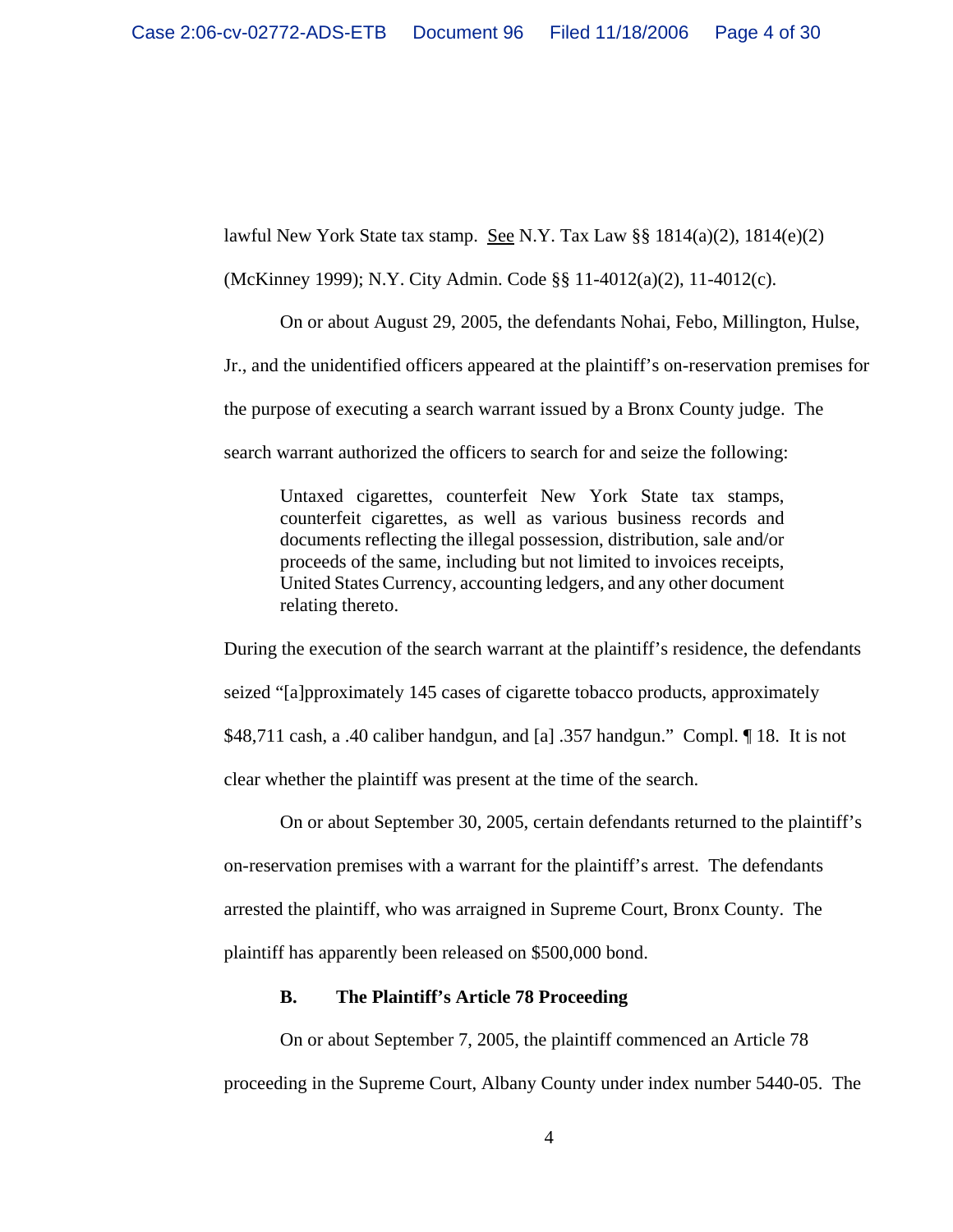lawful New York State tax stamp. See N.Y. Tax Law §§ 1814(a)(2), 1814(e)(2) (McKinney 1999); N.Y. City Admin. Code §§ 11-4012(a)(2), 11-4012(c).

On or about August 29, 2005, the defendants Nohai, Febo, Millington, Hulse, Jr., and the unidentified officers appeared at the plaintiff's on-reservation premises for the purpose of executing a search warrant issued by a Bronx County judge. The search warrant authorized the officers to search for and seize the following:

> Untaxed cigarettes, counterfeit New York State tax stamps, counterfeit cigarettes, as well as various business records and documents reflecting the illegal possession, distribution, sale and/or proceeds of the same, including but not limited to invoices receipts, United States Currency, accounting ledgers, and any other document relating thereto.

During the execution of the search warrant at the plaintiff's residence, the defendants seized "[a]pproximately 145 cases of cigarette tobacco products, approximately $48,711 cash, a .40 caliber handgun, and [a] .357 handgun." Compl. ¶ 18. It is not clear whether the plaintiff was present at the time of the search.

On or about September 30, 2005, certain defendants returned to the plaintiff's on-reservation premises with a warrant for the plaintiff's arrest. The defendants arrested the plaintiff, who was arraigned in Supreme Court, Bronx County. The plaintiff has apparently been released on $500,000 bond.

### B. The Plaintiff's Article 78 Proceeding

On or about September 7, 2005, the plaintiff commenced an Article 78 proceeding in the Supreme Court, Albany County under index number 5440-05. The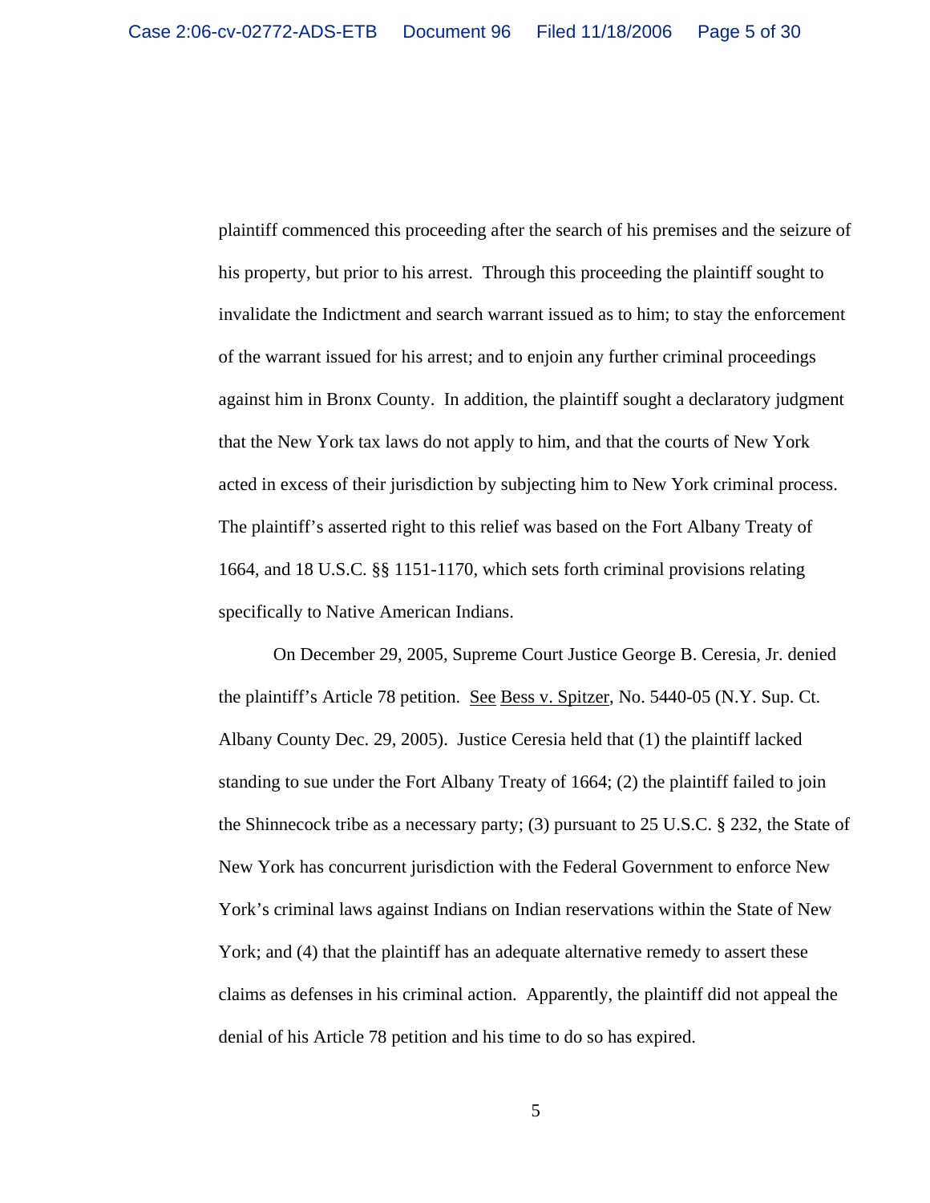plaintiff commenced this proceeding after the search of his premises and the seizure of his property, but prior to his arrest. Through this proceeding the plaintiff sought to invalidate the Indictment and search warrant issued as to him; to stay the enforcement of the warrant issued for his arrest; and to enjoin any further criminal proceedings against him in Bronx County. In addition, the plaintiff sought a declaratory judgment that the New York tax laws do not apply to him, and that the courts of New York acted in excess of their jurisdiction by subjecting him to New York criminal process. The plaintiff's asserted right to this relief was based on the Fort Albany Treaty of 1664, and 18 U.S.C. §§ 1151-1170, which sets forth criminal provisions relating specifically to Native American Indians.

On December 29, 2005, Supreme Court Justice George B. Ceresia, Jr. denied the plaintiff's Article 78 petition. See Bess v. Spitzer, No. 5440-05 (N.Y. Sup. Ct. Albany County Dec. 29, 2005). Justice Ceresia held that (1) the plaintiff lacked standing to sue under the Fort Albany Treaty of 1664; (2) the plaintiff failed to join the Shinnecock tribe as a necessary party; (3) pursuant to 25 U.S.C. § 232, the State of New York has concurrent jurisdiction with the Federal Government to enforce New York's criminal laws against Indians on Indian reservations within the State of New York; and (4) that the plaintiff has an adequate alternative remedy to assert these claims as defenses in his criminal action. Apparently, the plaintiff did not appeal the denial of his Article 78 petition and his time to do so has expired.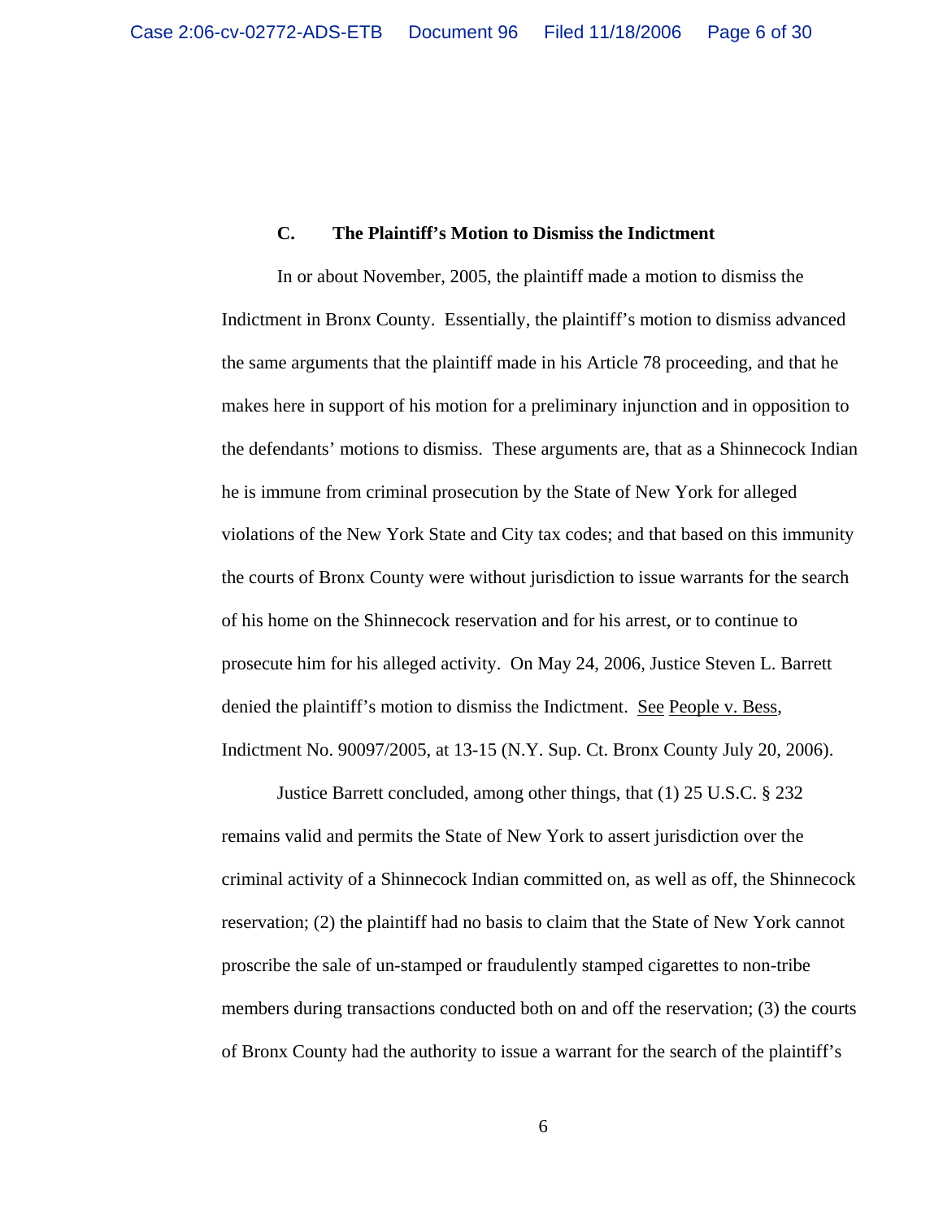### C. The Plaintiff's Motion to Dismiss the Indictment

In or about November, 2005, the plaintiff made a motion to dismiss the Indictment in Bronx County. Essentially, the plaintiff's motion to dismiss advanced the same arguments that the plaintiff made in his Article 78 proceeding, and that he makes here in support of his motion for a preliminary injunction and in opposition to the defendants' motions to dismiss. These arguments are, that as a Shinnecock Indian he is immune from criminal prosecution by the State of New York for alleged violations of the New York State and City tax codes; and that based on this immunity the courts of Bronx County were without jurisdiction to issue warrants for the search of his home on the Shinnecock reservation and for his arrest, or to continue to prosecute him for his alleged activity. On May 24, 2006, Justice Steven L. Barrett denied the plaintiff's motion to dismiss the Indictment. See People v. Bess, Indictment No. 90097/2005, at 13-15 (N.Y. Sup. Ct. Bronx County July 20, 2006).

Justice Barrett concluded, among other things, that (1) 25 U.S.C. § 232 remains valid and permits the State of New York to assert jurisdiction over the criminal activity of a Shinnecock Indian committed on, as well as off, the Shinnecock reservation; (2) the plaintiff had no basis to claim that the State of New York cannot proscribe the sale of un-stamped or fraudulently stamped cigarettes to non-tribe members during transactions conducted both on and off the reservation; (3) the courts of Bronx County had the authority to issue a warrant for the search of the plaintiff's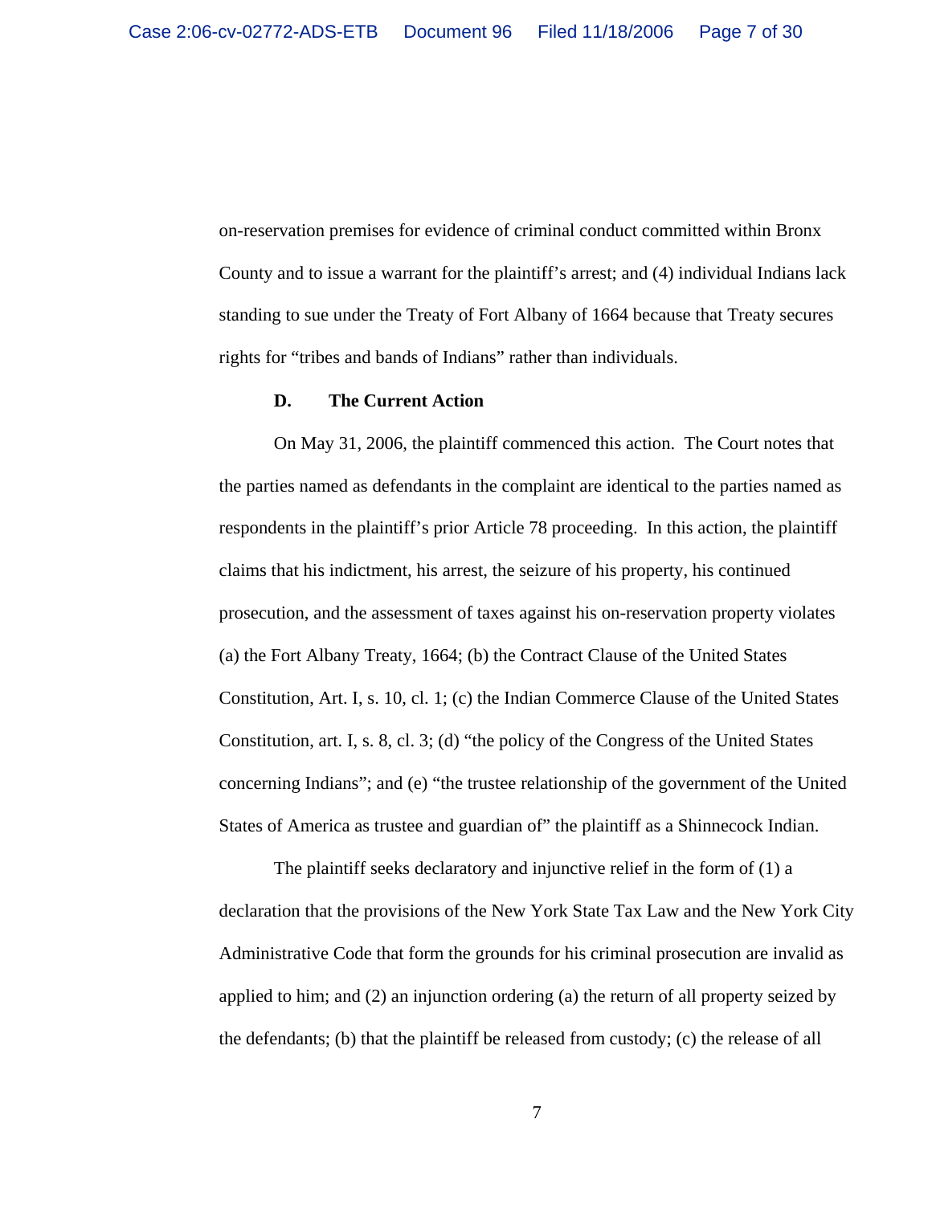on-reservation premises for evidence of criminal conduct committed within Bronx County and to issue a warrant for the plaintiff's arrest; and (4) individual Indians lack standing to sue under the Treaty of Fort Albany of 1664 because that Treaty secures rights for "tribes and bands of Indians" rather than individuals.

### D. The Current Action

On May 31, 2006, the plaintiff commenced this action. The Court notes that the parties named as defendants in the complaint are identical to the parties named as respondents in the plaintiff's prior Article 78 proceeding. In this action, the plaintiff claims that his indictment, his arrest, the seizure of his property, his continued prosecution, and the assessment of taxes against his on-reservation property violates (a) the Fort Albany Treaty, 1664; (b) the Contract Clause of the United States Constitution, Art. I, s. 10, cl. 1; (c) the Indian Commerce Clause of the United States Constitution, art. I, s. 8, cl. 3; (d) "the policy of the Congress of the United States concerning Indians"; and (e) "the trustee relationship of the government of the United States of America as trustee and guardian of" the plaintiff as a Shinnecock Indian.

The plaintiff seeks declaratory and injunctive relief in the form of (1) a declaration that the provisions of the New York State Tax Law and the New York City Administrative Code that form the grounds for his criminal prosecution are invalid as applied to him; and (2) an injunction ordering (a) the return of all property seized by the defendants; (b) that the plaintiff be released from custody; (c) the release of all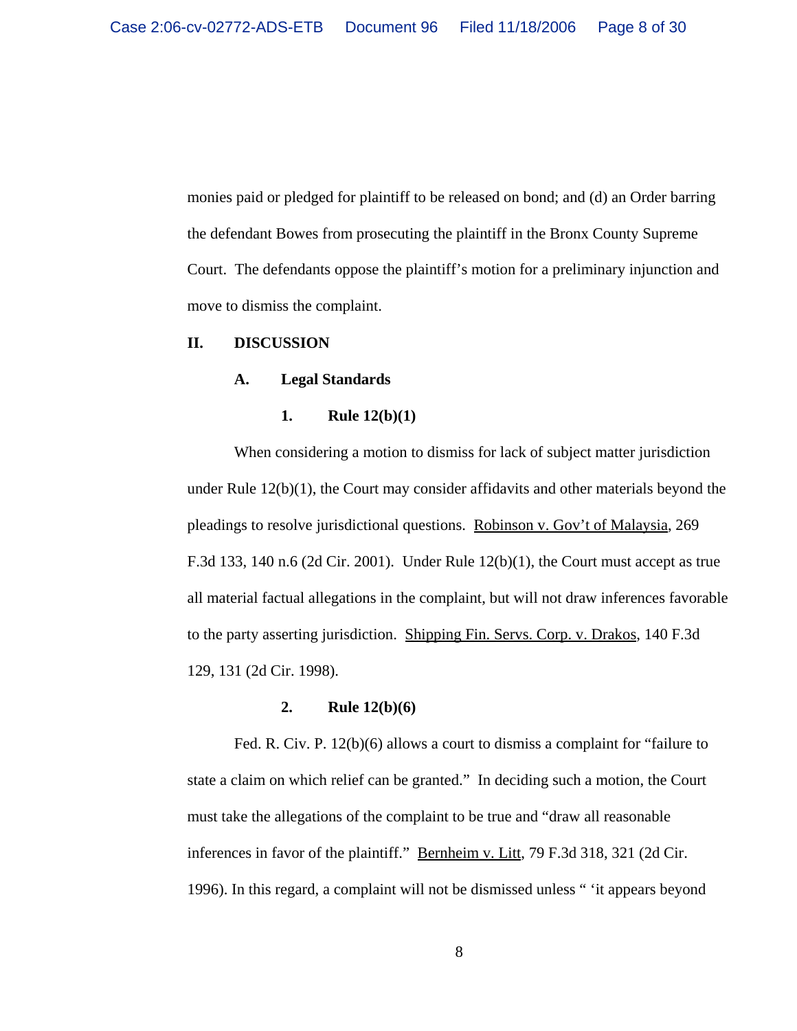monies paid or pledged for plaintiff to be released on bond; and (d) an Order barring the defendant Bowes from prosecuting the plaintiff in the Bronx County Supreme Court. The defendants oppose the plaintiff's motion for a preliminary injunction and move to dismiss the complaint.

## II. DISCUSSION

### A. Legal Standards

#### 1. Rule 12(b)(1)

When considering a motion to dismiss for lack of subject matter jurisdiction under Rule 12(b)(1), the Court may consider affidavits and other materials beyond the pleadings to resolve jurisdictional questions. Robinson v. Gov't of Malaysia, 269 F.3d 133, 140 n.6 (2d Cir. 2001). Under Rule 12(b)(1), the Court must accept as true all material factual allegations in the complaint, but will not draw inferences favorable to the party asserting jurisdiction. Shipping Fin. Servs. Corp. v. Drakos, 140 F.3d 129, 131 (2d Cir. 1998).

#### 2. Rule 12(b)(6)

Fed. R. Civ. P. 12(b)(6) allows a court to dismiss a complaint for "failure to state a claim on which relief can be granted." In deciding such a motion, the Court must take the allegations of the complaint to be true and "draw all reasonable inferences in favor of the plaintiff." Bernheim v. Litt, 79 F.3d 318, 321 (2d Cir. 1996). In this regard, a complaint will not be dismissed unless " 'it appears beyond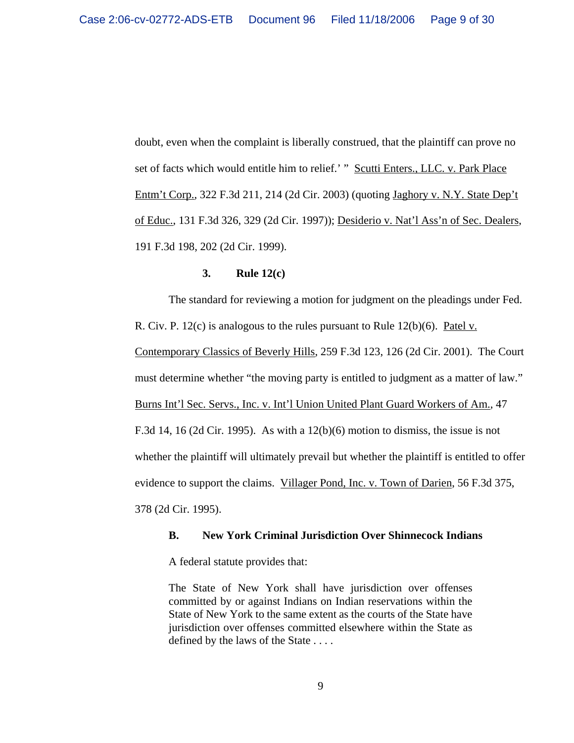doubt, even when the complaint is liberally construed, that the plaintiff can prove no set of facts which would entitle him to relief.' " Scutti Enters., LLC. v. Park Place Entm't Corp., 322 F.3d 211, 214 (2d Cir. 2003) (quoting Jaghory v. N.Y. State Dep't of Educ., 131 F.3d 326, 329 (2d Cir. 1997)); Desiderio v. Nat'l Ass'n of Sec. Dealers, 191 F.3d 198, 202 (2d Cir. 1999).

### 3. Rule 12(c)

The standard for reviewing a motion for judgment on the pleadings under Fed. R. Civ. P. 12(c) is analogous to the rules pursuant to Rule 12(b)(6). Patel v. Contemporary Classics of Beverly Hills, 259 F.3d 123, 126 (2d Cir. 2001). The Court must determine whether "the moving party is entitled to judgment as a matter of law." Burns Int'l Sec. Servs., Inc. v. Int'l Union United Plant Guard Workers of Am., 47 F.3d 14, 16 (2d Cir. 1995). As with a 12(b)(6) motion to dismiss, the issue is not whether the plaintiff will ultimately prevail but whether the plaintiff is entitled to offer evidence to support the claims. Villager Pond, Inc. v. Town of Darien, 56 F.3d 375, 378 (2d Cir. 1995).

## B. New York Criminal Jurisdiction Over Shinnecock Indians

A federal statute provides that:

> The State of New York shall have jurisdiction over offenses committed by or against Indians on Indian reservations within the State of New York to the same extent as the courts of the State have jurisdiction over offenses committed elsewhere within the State as defined by the laws of the State . . . .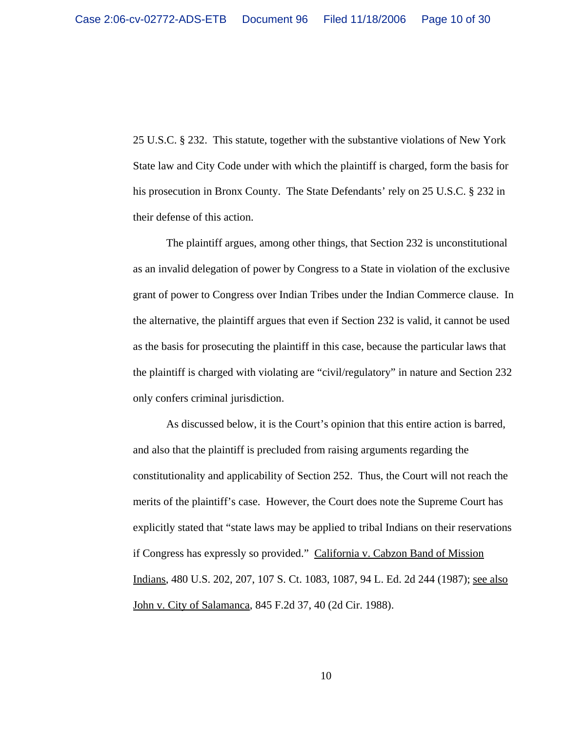25 U.S.C. § 232. This statute, together with the substantive violations of New York State law and City Code under with which the plaintiff is charged, form the basis for his prosecution in Bronx County. The State Defendants' rely on 25 U.S.C. § 232 in their defense of this action.

The plaintiff argues, among other things, that Section 232 is unconstitutional as an invalid delegation of power by Congress to a State in violation of the exclusive grant of power to Congress over Indian Tribes under the Indian Commerce clause. In the alternative, the plaintiff argues that even if Section 232 is valid, it cannot be used as the basis for prosecuting the plaintiff in this case, because the particular laws that the plaintiff is charged with violating are "civil/regulatory" in nature and Section 232 only confers criminal jurisdiction.

As discussed below, it is the Court's opinion that this entire action is barred, and also that the plaintiff is precluded from raising arguments regarding the constitutionality and applicability of Section 252. Thus, the Court will not reach the merits of the plaintiff's case. However, the Court does note the Supreme Court has explicitly stated that "state laws may be applied to tribal Indians on their reservations if Congress has expressly so provided." California v. Cabzon Band of Mission Indians, 480 U.S. 202, 207, 107 S. Ct. 1083, 1087, 94 L. Ed. 2d 244 (1987); see also John v. City of Salamanca, 845 F.2d 37, 40 (2d Cir. 1988).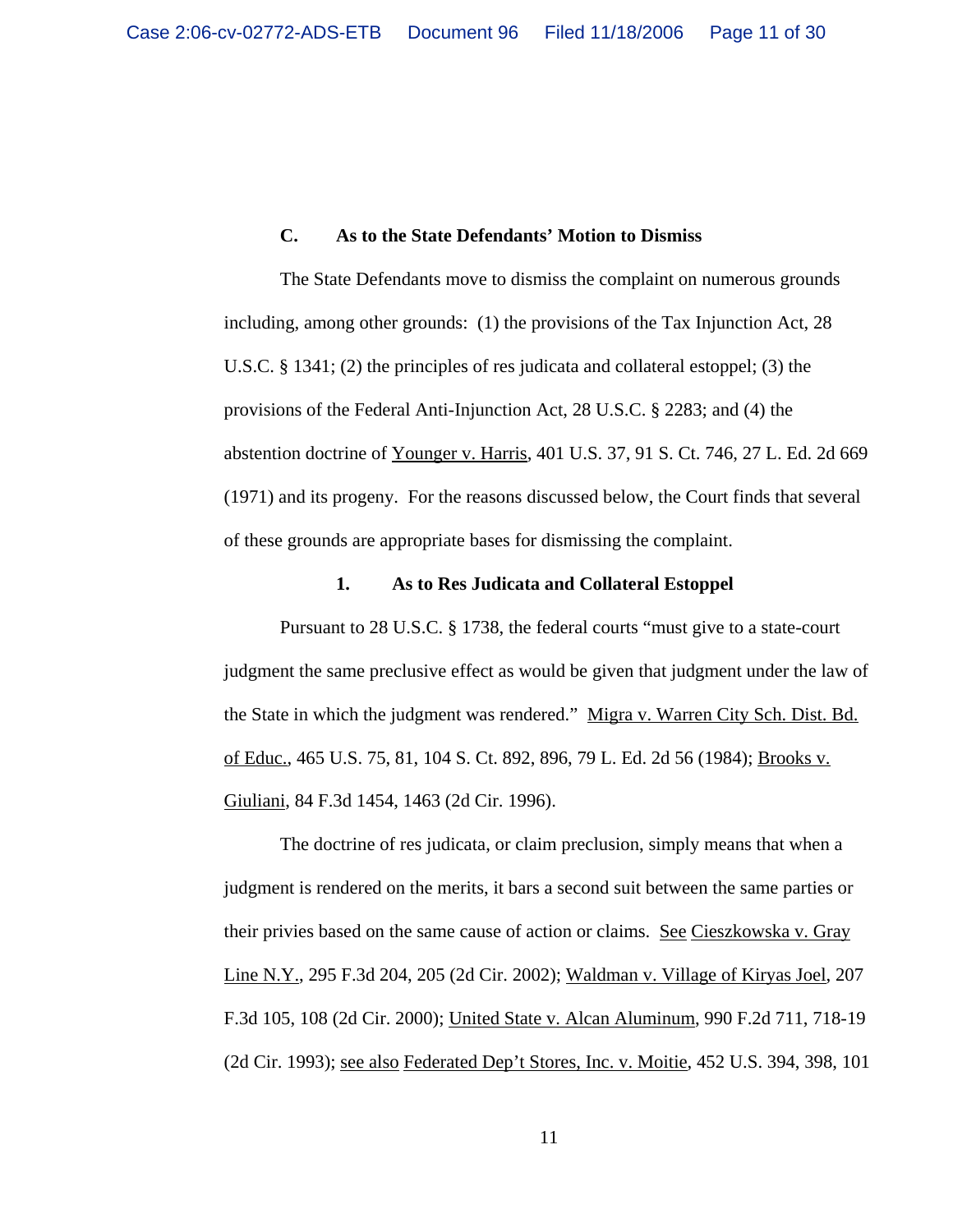### C. As to the State Defendants' Motion to Dismiss

The State Defendants move to dismiss the complaint on numerous grounds including, among other grounds: (1) the provisions of the Tax Injunction Act, 28 U.S.C. § 1341; (2) the principles of res judicata and collateral estoppel; (3) the provisions of the Federal Anti-Injunction Act, 28 U.S.C. § 2283; and (4) the abstention doctrine of Younger v. Harris, 401 U.S. 37, 91 S. Ct. 746, 27 L. Ed. 2d 669 (1971) and its progeny. For the reasons discussed below, the Court finds that several of these grounds are appropriate bases for dismissing the complaint.

#### 1. As to Res Judicata and Collateral Estoppel

Pursuant to 28 U.S.C. § 1738, the federal courts "must give to a state-court judgment the same preclusive effect as would be given that judgment under the law of the State in which the judgment was rendered." Migra v. Warren City Sch. Dist. Bd. of Educ., 465 U.S. 75, 81, 104 S. Ct. 892, 896, 79 L. Ed. 2d 56 (1984); Brooks v. Giuliani, 84 F.3d 1454, 1463 (2d Cir. 1996).

The doctrine of res judicata, or claim preclusion, simply means that when a judgment is rendered on the merits, it bars a second suit between the same parties or their privies based on the same cause of action or claims. See Cieszkowska v. Gray Line N.Y., 295 F.3d 204, 205 (2d Cir. 2002); Waldman v. Village of Kiryas Joel, 207 F.3d 105, 108 (2d Cir. 2000); United State v. Alcan Aluminum, 990 F.2d 711, 718-19 (2d Cir. 1993); see also Federated Dep't Stores, Inc. v. Moitie, 452 U.S. 394, 398, 101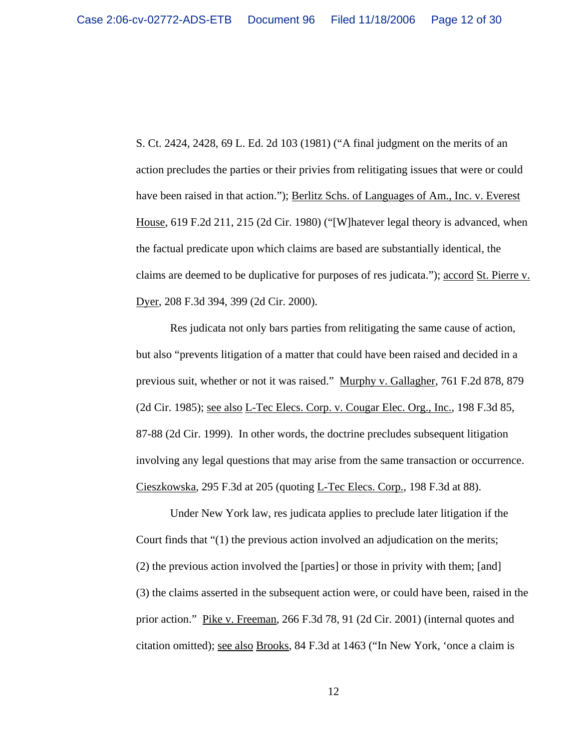S. Ct. 2424, 2428, 69 L. Ed. 2d 103 (1981) ("A final judgment on the merits of an action precludes the parties or their privies from relitigating issues that were or could have been raised in that action."); Berlitz Schs. of Languages of Am., Inc. v. Everest House, 619 F.2d 211, 215 (2d Cir. 1980) ("[W]hatever legal theory is advanced, when the factual predicate upon which claims are based are substantially identical, the claims are deemed to be duplicative for purposes of res judicata."); accord St. Pierre v. Dyer, 208 F.3d 394, 399 (2d Cir. 2000).

Res judicata not only bars parties from relitigating the same cause of action, but also "prevents litigation of a matter that could have been raised and decided in a previous suit, whether or not it was raised." Murphy v. Gallagher, 761 F.2d 878, 879 (2d Cir. 1985); see also L-Tec Elecs. Corp. v. Cougar Elec. Org., Inc., 198 F.3d 85, 87-88 (2d Cir. 1999). In other words, the doctrine precludes subsequent litigation involving any legal questions that may arise from the same transaction or occurrence. Cieszkowska, 295 F.3d at 205 (quoting L-Tec Elecs. Corp., 198 F.3d at 88).

Under New York law, res judicata applies to preclude later litigation if the Court finds that "(1) the previous action involved an adjudication on the merits; (2) the previous action involved the [parties] or those in privity with them; [and] (3) the claims asserted in the subsequent action were, or could have been, raised in the prior action." Pike v. Freeman, 266 F.3d 78, 91 (2d Cir. 2001) (internal quotes and citation omitted); see also Brooks, 84 F.3d at 1463 ("In New York, 'once a claim is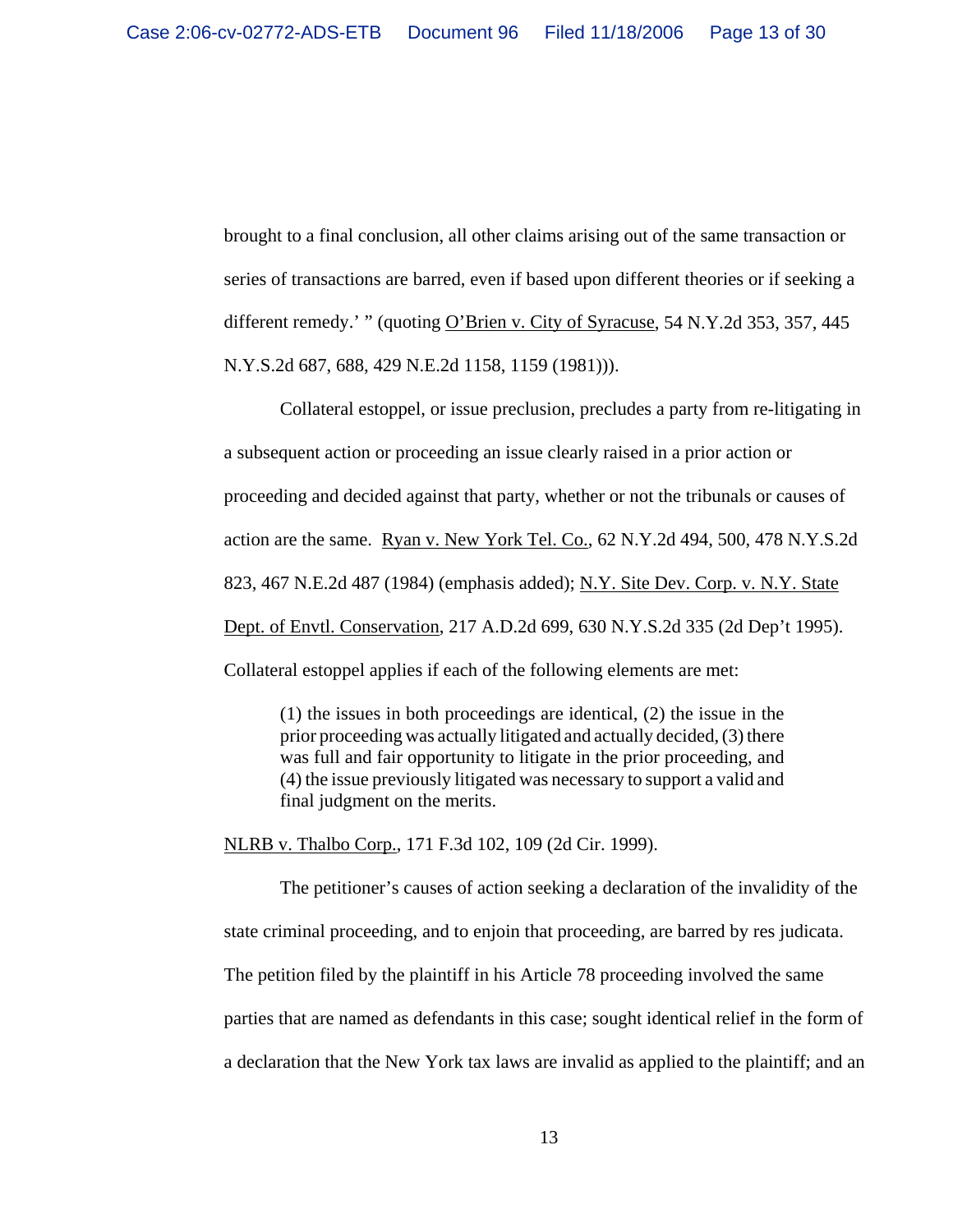brought to a final conclusion, all other claims arising out of the same transaction or series of transactions are barred, even if based upon different theories or if seeking a different remedy.' " (quoting O'Brien v. City of Syracuse, 54 N.Y.2d 353, 357, 445 N.Y.S.2d 687, 688, 429 N.E.2d 1158, 1159 (1981))).

Collateral estoppel, or issue preclusion, precludes a party from re-litigating in a subsequent action or proceeding an issue clearly raised in a prior action or proceeding and decided against that party, whether or not the tribunals or causes of action are the same. Ryan v. New York Tel. Co., 62 N.Y.2d 494, 500, 478 N.Y.S.2d 823, 467 N.E.2d 487 (1984) (emphasis added); N.Y. Site Dev. Corp. v. N.Y. State Dept. of Envtl. Conservation, 217 A.D.2d 699, 630 N.Y.S.2d 335 (2d Dep't 1995). Collateral estoppel applies if each of the following elements are met:

> (1) the issues in both proceedings are identical, (2) the issue in the prior proceeding was actually litigated and actually decided, (3) there was full and fair opportunity to litigate in the prior proceeding, and (4) the issue previously litigated was necessary to support a valid and final judgment on the merits.

NLRB v. Thalbo Corp., 171 F.3d 102, 109 (2d Cir. 1999).

The petitioner's causes of action seeking a declaration of the invalidity of the state criminal proceeding, and to enjoin that proceeding, are barred by res judicata. The petition filed by the plaintiff in his Article 78 proceeding involved the same parties that are named as defendants in this case; sought identical relief in the form of a declaration that the New York tax laws are invalid as applied to the plaintiff; and an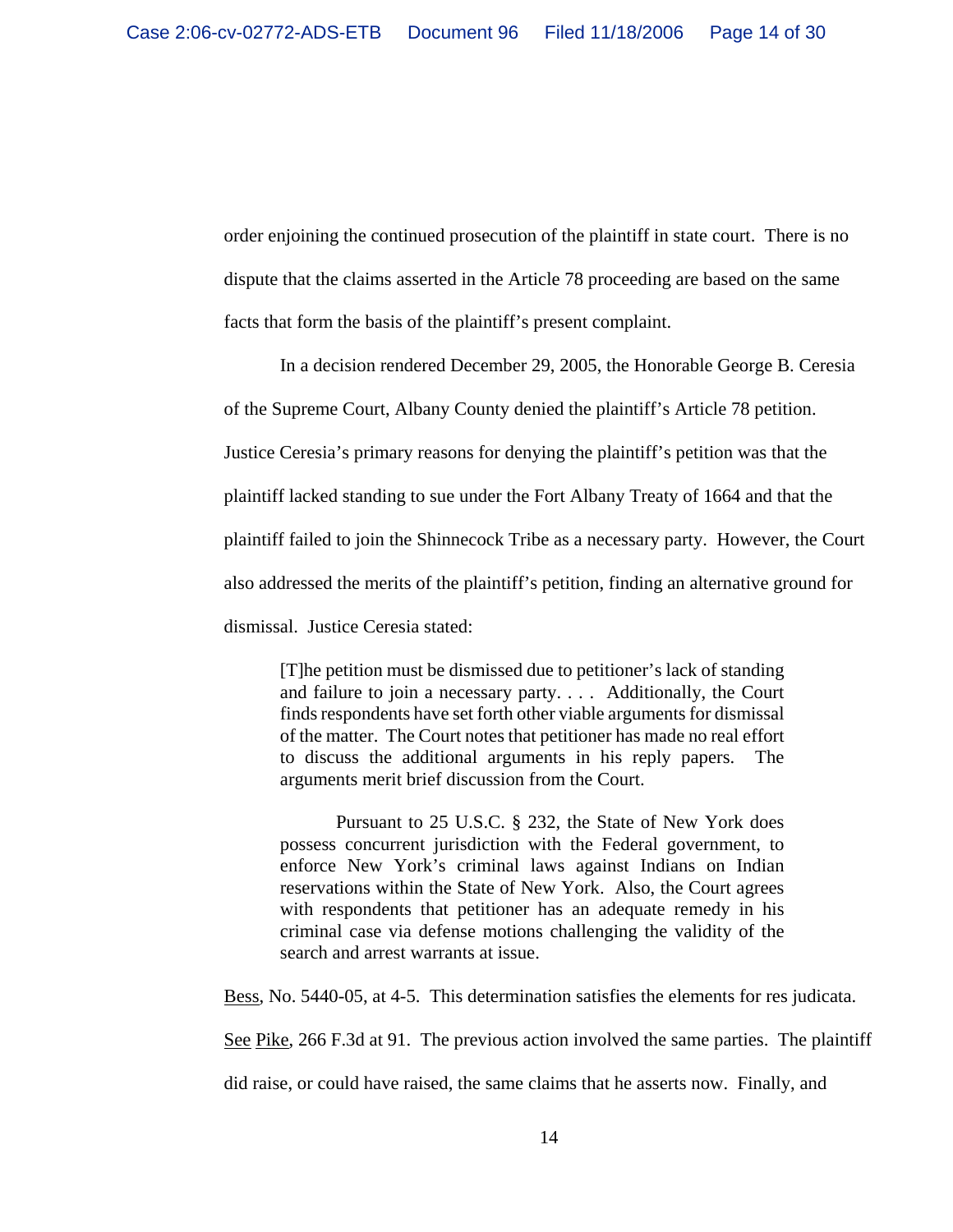order enjoining the continued prosecution of the plaintiff in state court. There is no dispute that the claims asserted in the Article 78 proceeding are based on the same facts that form the basis of the plaintiff's present complaint.

In a decision rendered December 29, 2005, the Honorable George B. Ceresia of the Supreme Court, Albany County denied the plaintiff's Article 78 petition. Justice Ceresia's primary reasons for denying the plaintiff's petition was that the plaintiff lacked standing to sue under the Fort Albany Treaty of 1664 and that the plaintiff failed to join the Shinnecock Tribe as a necessary party. However, the Court also addressed the merits of the plaintiff's petition, finding an alternative ground for dismissal. Justice Ceresia stated:

> [T]he petition must be dismissed due to petitioner's lack of standing and failure to join a necessary party. . . . Additionally, the Court finds respondents have set forth other viable arguments for dismissal of the matter. The Court notes that petitioner has made no real effort to discuss the additional arguments in his reply papers. The arguments merit brief discussion from the Court.
>
> Pursuant to 25 U.S.C. § 232, the State of New York does possess concurrent jurisdiction with the Federal government, to enforce New York's criminal laws against Indians on Indian reservations within the State of New York. Also, the Court agrees with respondents that petitioner has an adequate remedy in his criminal case via defense motions challenging the validity of the search and arrest warrants at issue.

Bess, No. 5440-05, at 4-5. This determination satisfies the elements for res judicata. See Pike, 266 F.3d at 91. The previous action involved the same parties. The plaintiff did raise, or could have raised, the same claims that he asserts now. Finally, and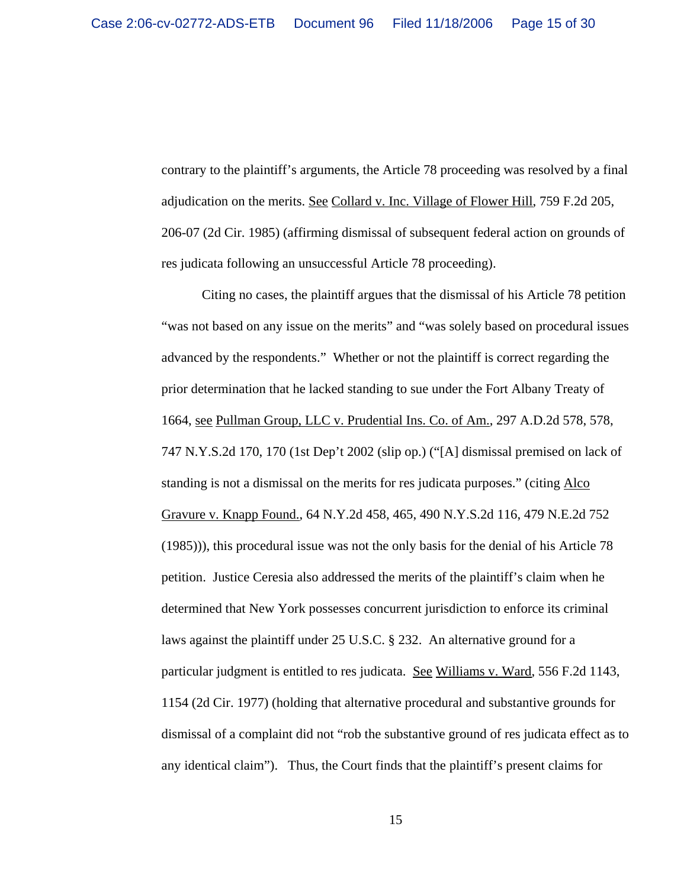contrary to the plaintiff's arguments, the Article 78 proceeding was resolved by a final adjudication on the merits. See Collard v. Inc. Village of Flower Hill, 759 F.2d 205, 206-07 (2d Cir. 1985) (affirming dismissal of subsequent federal action on grounds of res judicata following an unsuccessful Article 78 proceeding).

Citing no cases, the plaintiff argues that the dismissal of his Article 78 petition "was not based on any issue on the merits" and "was solely based on procedural issues advanced by the respondents." Whether or not the plaintiff is correct regarding the prior determination that he lacked standing to sue under the Fort Albany Treaty of 1664, see Pullman Group, LLC v. Prudential Ins. Co. of Am., 297 A.D.2d 578, 578, 747 N.Y.S.2d 170, 170 (1st Dep't 2002 (slip op.) ("[A] dismissal premised on lack of standing is not a dismissal on the merits for res judicata purposes." (citing Alco Gravure v. Knapp Found., 64 N.Y.2d 458, 465, 490 N.Y.S.2d 116, 479 N.E.2d 752 (1985))), this procedural issue was not the only basis for the denial of his Article 78 petition. Justice Ceresia also addressed the merits of the plaintiff's claim when he determined that New York possesses concurrent jurisdiction to enforce its criminal laws against the plaintiff under 25 U.S.C. § 232. An alternative ground for a particular judgment is entitled to res judicata. See Williams v. Ward, 556 F.2d 1143, 1154 (2d Cir. 1977) (holding that alternative procedural and substantive grounds for dismissal of a complaint did not "rob the substantive ground of res judicata effect as to any identical claim"). Thus, the Court finds that the plaintiff's present claims for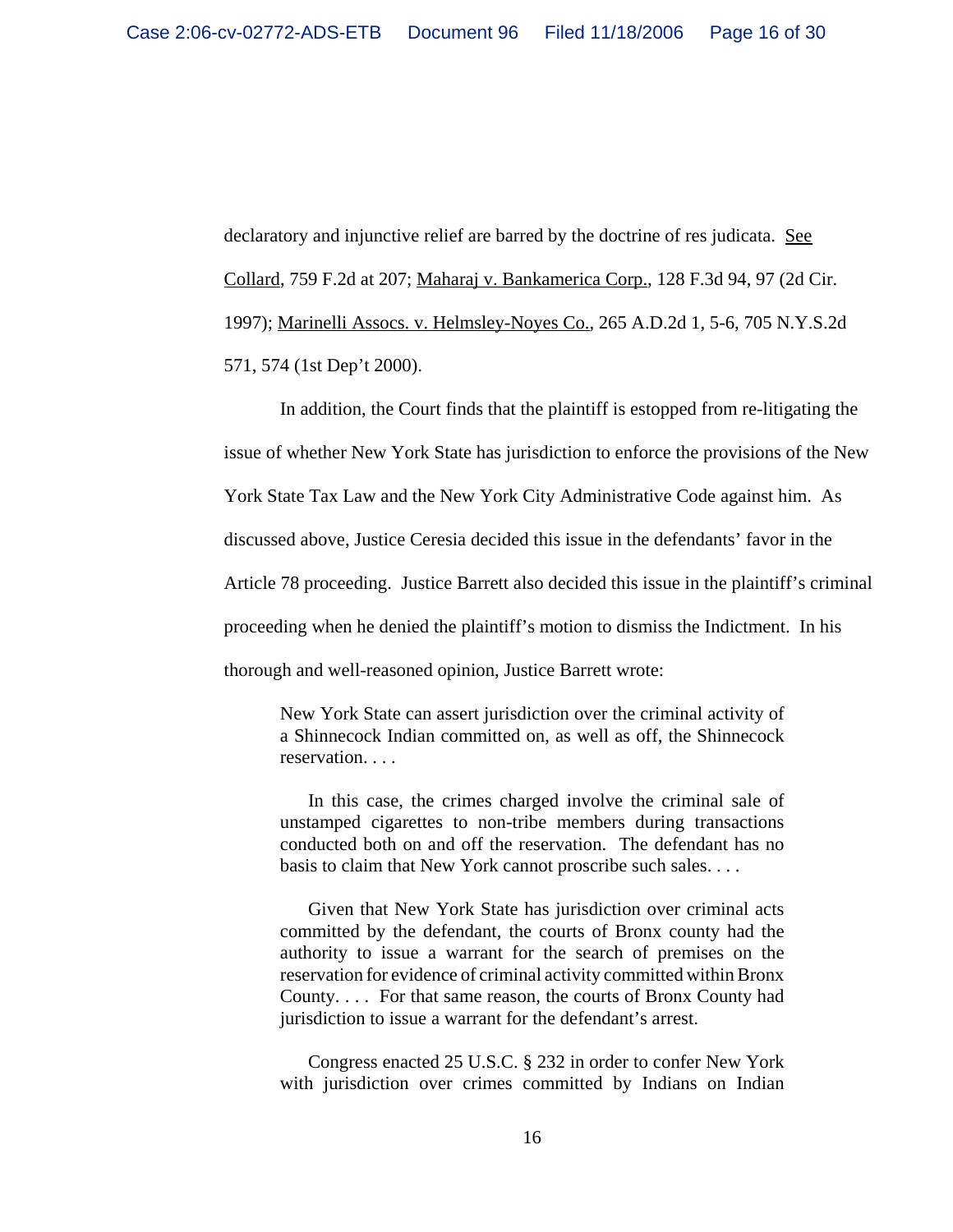declaratory and injunctive relief are barred by the doctrine of res judicata. See Collard, 759 F.2d at 207; Maharaj v. Bankamerica Corp., 128 F.3d 94, 97 (2d Cir. 1997); Marinelli Assocs. v. Helmsley-Noyes Co., 265 A.D.2d 1, 5-6, 705 N.Y.S.2d 571, 574 (1st Dep't 2000).

In addition, the Court finds that the plaintiff is estopped from re-litigating the issue of whether New York State has jurisdiction to enforce the provisions of the New York State Tax Law and the New York City Administrative Code against him. As discussed above, Justice Ceresia decided this issue in the defendants' favor in the Article 78 proceeding. Justice Barrett also decided this issue in the plaintiff's criminal proceeding when he denied the plaintiff's motion to dismiss the Indictment. In his thorough and well-reasoned opinion, Justice Barrett wrote:

> New York State can assert jurisdiction over the criminal activity of a Shinnecock Indian committed on, as well as off, the Shinnecock reservation. . . .
>
> In this case, the crimes charged involve the criminal sale of unstamped cigarettes to non-tribe members during transactions conducted both on and off the reservation. The defendant has no basis to claim that New York cannot proscribe such sales. . . .
>
> Given that New York State has jurisdiction over criminal acts committed by the defendant, the courts of Bronx county had the authority to issue a warrant for the search of premises on the reservation for evidence of criminal activity committed within Bronx County. . . . For that same reason, the courts of Bronx County had jurisdiction to issue a warrant for the defendant's arrest.
>
> Congress enacted 25 U.S.C. § 232 in order to confer New York with jurisdiction over crimes committed by Indians on Indian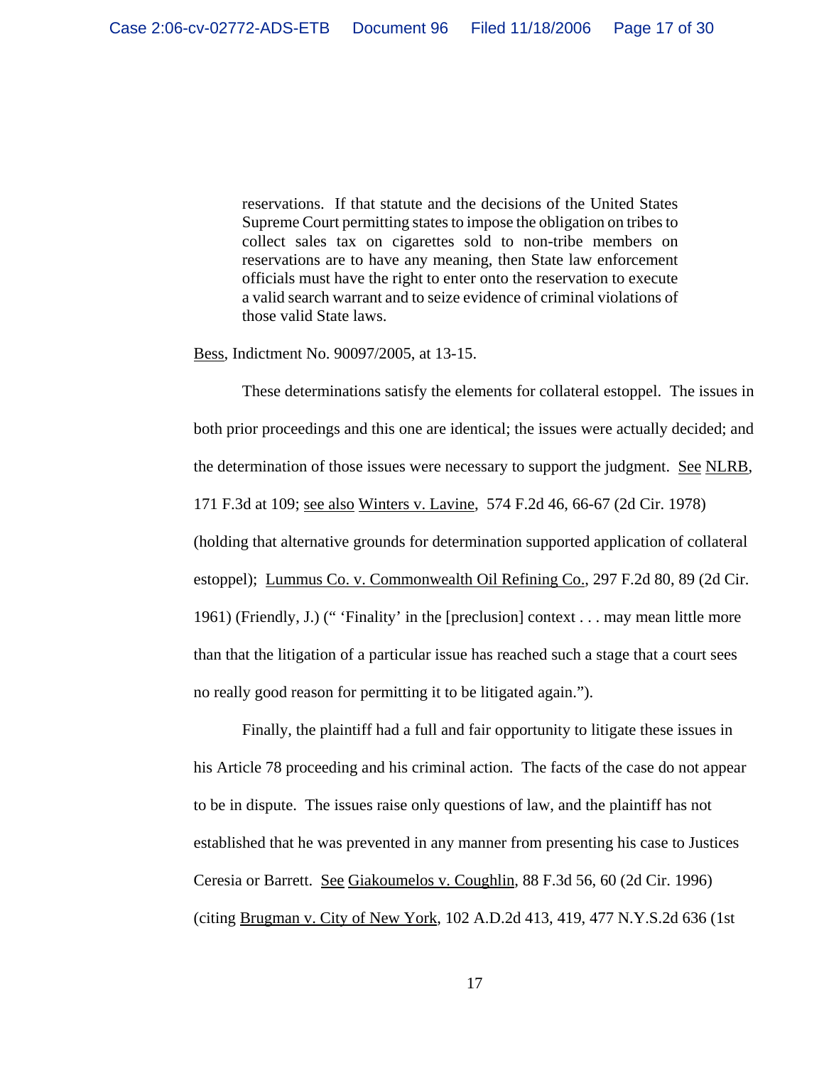> reservations. If that statute and the decisions of the United States Supreme Court permitting states to impose the obligation on tribes to collect sales tax on cigarettes sold to non-tribe members on reservations are to have any meaning, then State law enforcement officials must have the right to enter onto the reservation to execute a valid search warrant and to seize evidence of criminal violations of those valid State laws.

Bess, Indictment No. 90097/2005, at 13-15.

These determinations satisfy the elements for collateral estoppel. The issues in both prior proceedings and this one are identical; the issues were actually decided; and the determination of those issues were necessary to support the judgment. See NLRB, 171 F.3d at 109; see also Winters v. Lavine, 574 F.2d 46, 66-67 (2d Cir. 1978) (holding that alternative grounds for determination supported application of collateral estoppel); Lummus Co. v. Commonwealth Oil Refining Co., 297 F.2d 80, 89 (2d Cir. 1961) (Friendly, J.) ("'Finality' in the [preclusion] context . . . may mean little more than that the litigation of a particular issue has reached such a stage that a court sees no really good reason for permitting it to be litigated again.").

Finally, the plaintiff had a full and fair opportunity to litigate these issues in his Article 78 proceeding and his criminal action. The facts of the case do not appear to be in dispute. The issues raise only questions of law, and the plaintiff has not established that he was prevented in any manner from presenting his case to Justices Ceresia or Barrett. See Giakoumelos v. Coughlin, 88 F.3d 56, 60 (2d Cir. 1996) (citing Brugman v. City of New York, 102 A.D.2d 413, 419, 477 N.Y.S.2d 636 (1st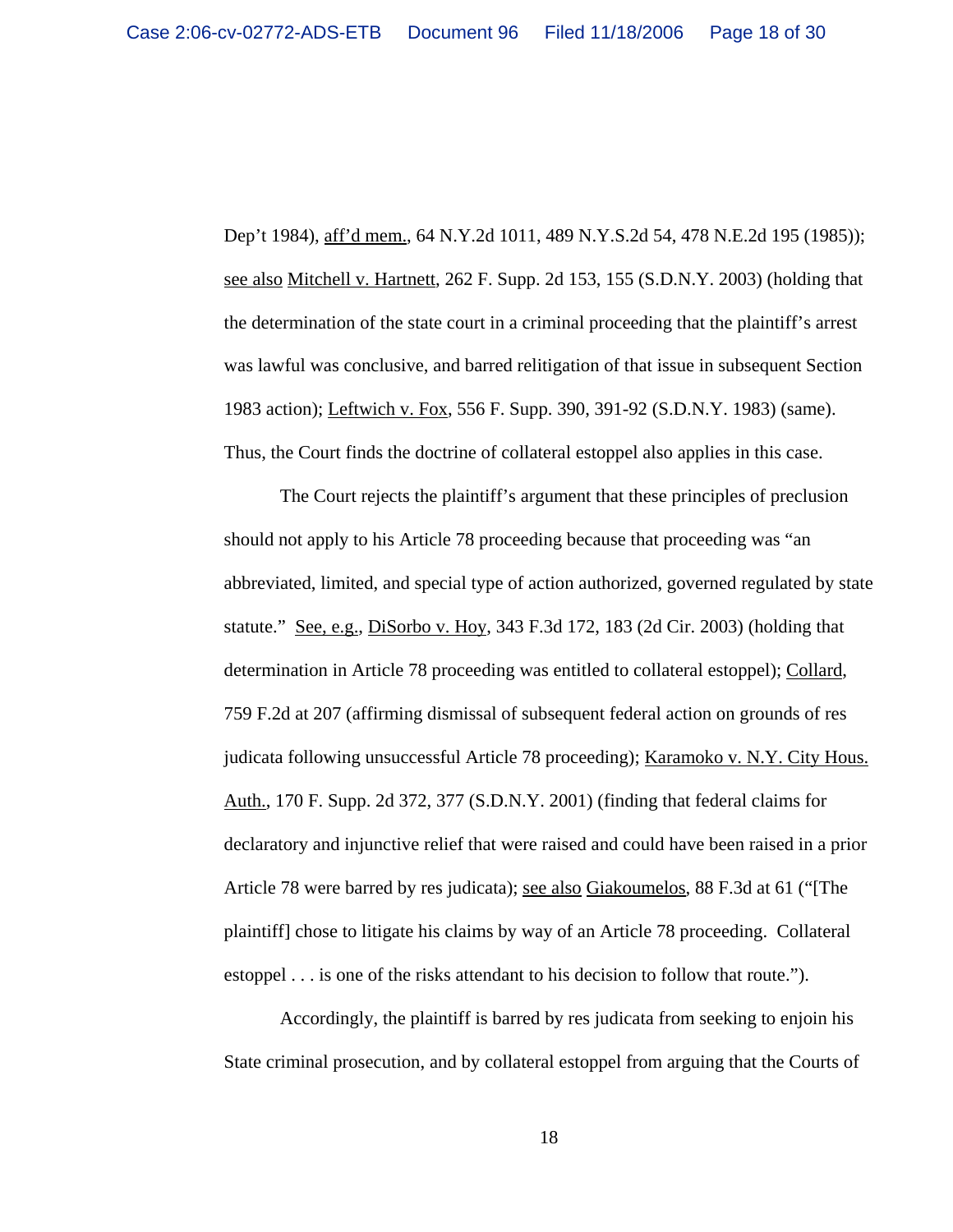Dep't 1984), aff'd mem., 64 N.Y.2d 1011, 489 N.Y.S.2d 54, 478 N.E.2d 195 (1985)); see also Mitchell v. Hartnett, 262 F. Supp. 2d 153, 155 (S.D.N.Y. 2003) (holding that the determination of the state court in a criminal proceeding that the plaintiff's arrest was lawful was conclusive, and barred relitigation of that issue in subsequent Section 1983 action); Leftwich v. Fox, 556 F. Supp. 390, 391-92 (S.D.N.Y. 1983) (same). Thus, the Court finds the doctrine of collateral estoppel also applies in this case.

The Court rejects the plaintiff's argument that these principles of preclusion should not apply to his Article 78 proceeding because that proceeding was "an abbreviated, limited, and special type of action authorized, governed regulated by state statute." See, e.g., DiSorbo v. Hoy, 343 F.3d 172, 183 (2d Cir. 2003) (holding that determination in Article 78 proceeding was entitled to collateral estoppel); Collard, 759 F.2d at 207 (affirming dismissal of subsequent federal action on grounds of res judicata following unsuccessful Article 78 proceeding); Karamoko v. N.Y. City Hous. Auth., 170 F. Supp. 2d 372, 377 (S.D.N.Y. 2001) (finding that federal claims for declaratory and injunctive relief that were raised and could have been raised in a prior Article 78 were barred by res judicata); see also Giakoumelos, 88 F.3d at 61 ("[The plaintiff] chose to litigate his claims by way of an Article 78 proceeding. Collateral estoppel . . . is one of the risks attendant to his decision to follow that route.").

Accordingly, the plaintiff is barred by res judicata from seeking to enjoin his State criminal prosecution, and by collateral estoppel from arguing that the Courts of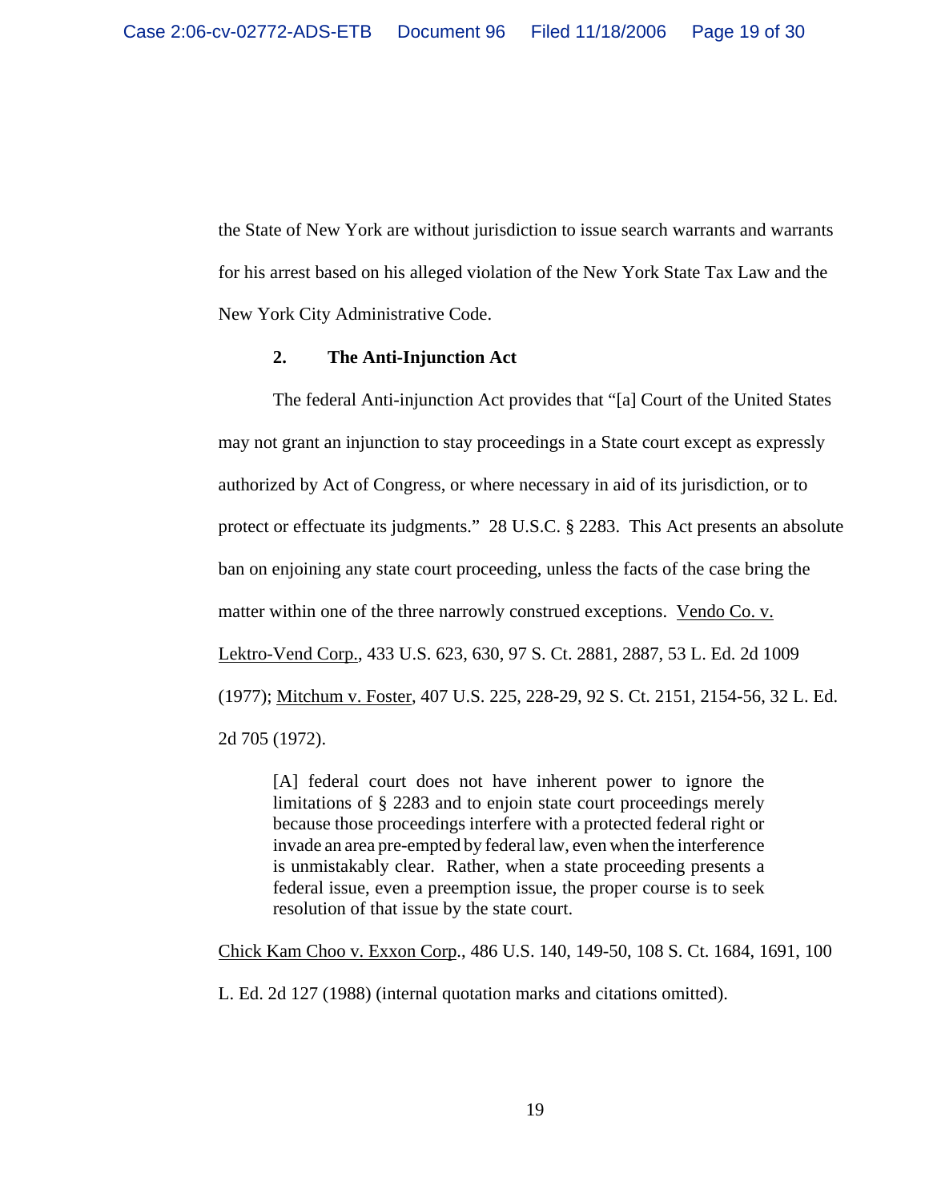the State of New York are without jurisdiction to issue search warrants and warrants for his arrest based on his alleged violation of the New York State Tax Law and the New York City Administrative Code.

### 2. The Anti-Injunction Act

The federal Anti-injunction Act provides that "[a] Court of the United States may not grant an injunction to stay proceedings in a State court except as expressly authorized by Act of Congress, or where necessary in aid of its jurisdiction, or to protect or effectuate its judgments." 28 U.S.C. § 2283. This Act presents an absolute ban on enjoining any state court proceeding, unless the facts of the case bring the matter within one of the three narrowly construed exceptions. Vendo Co. v. Lektro-Vend Corp., 433 U.S. 623, 630, 97 S. Ct. 2881, 2887, 53 L. Ed. 2d 1009 (1977); Mitchum v. Foster, 407 U.S. 225, 228-29, 92 S. Ct. 2151, 2154-56, 32 L. Ed. 2d 705 (1972).

> [A] federal court does not have inherent power to ignore the limitations of § 2283 and to enjoin state court proceedings merely because those proceedings interfere with a protected federal right or invade an area pre-empted by federal law, even when the interference is unmistakably clear. Rather, when a state proceeding presents a federal issue, even a preemption issue, the proper course is to seek resolution of that issue by the state court.

Chick Kam Choo v. Exxon Corp., 486 U.S. 140, 149-50, 108 S. Ct. 1684, 1691, 100 L. Ed. 2d 127 (1988) (internal quotation marks and citations omitted).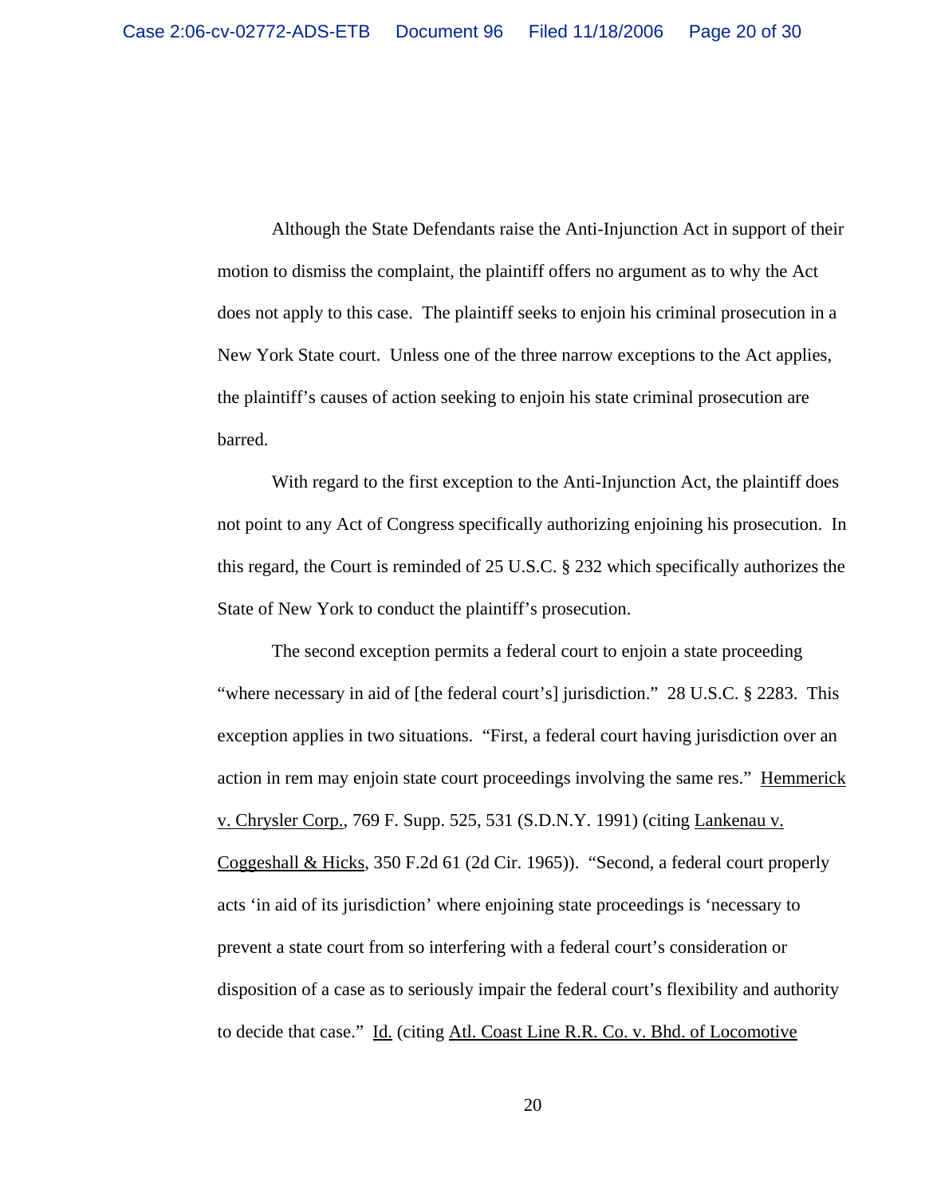Although the State Defendants raise the Anti-Injunction Act in support of their motion to dismiss the complaint, the plaintiff offers no argument as to why the Act does not apply to this case. The plaintiff seeks to enjoin his criminal prosecution in a New York State court. Unless one of the three narrow exceptions to the Act applies, the plaintiff's causes of action seeking to enjoin his state criminal prosecution are barred.

With regard to the first exception to the Anti-Injunction Act, the plaintiff does not point to any Act of Congress specifically authorizing enjoining his prosecution. In this regard, the Court is reminded of 25 U.S.C. § 232 which specifically authorizes the State of New York to conduct the plaintiff's prosecution.

The second exception permits a federal court to enjoin a state proceeding "where necessary in aid of [the federal court's] jurisdiction." 28 U.S.C. § 2283. This exception applies in two situations. "First, a federal court having jurisdiction over an action in rem may enjoin state court proceedings involving the same res." Hemmerick v. Chrysler Corp., 769 F. Supp. 525, 531 (S.D.N.Y. 1991) (citing Lankenau v. Coggeshall & Hicks, 350 F.2d 61 (2d Cir. 1965)). "Second, a federal court properly acts 'in aid of its jurisdiction' where enjoining state proceedings is 'necessary to prevent a state court from so interfering with a federal court's consideration or disposition of a case as to seriously impair the federal court's flexibility and authority to decide that case." Id. (citing Atl. Coast Line R.R. Co. v. Bhd. of Locomotive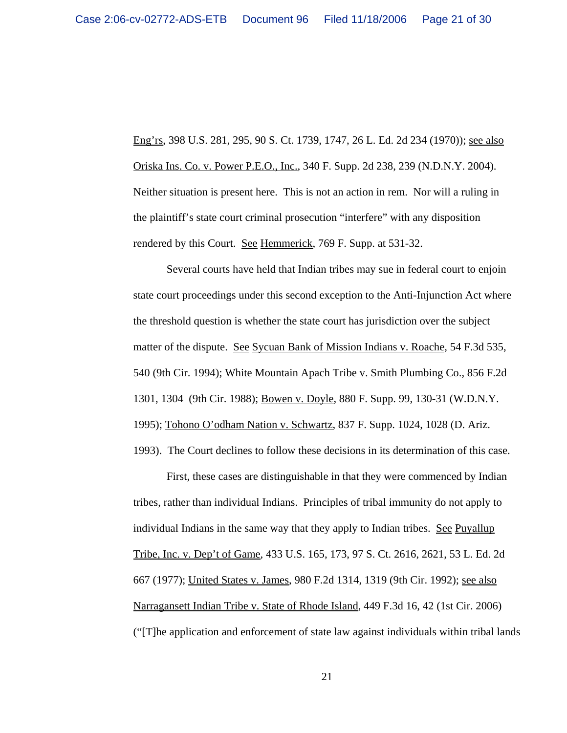Eng'rs, 398 U.S. 281, 295, 90 S. Ct. 1739, 1747, 26 L. Ed. 2d 234 (1970)); see also Oriska Ins. Co. v. Power P.E.O., Inc., 340 F. Supp. 2d 238, 239 (N.D.N.Y. 2004). Neither situation is present here. This is not an action in rem. Nor will a ruling in the plaintiff's state court criminal prosecution "interfere" with any disposition rendered by this Court. See Hemmerick, 769 F. Supp. at 531-32.

Several courts have held that Indian tribes may sue in federal court to enjoin state court proceedings under this second exception to the Anti-Injunction Act where the threshold question is whether the state court has jurisdiction over the subject matter of the dispute. See Sycuan Bank of Mission Indians v. Roache, 54 F.3d 535, 540 (9th Cir. 1994); White Mountain Apach Tribe v. Smith Plumbing Co., 856 F.2d 1301, 1304 (9th Cir. 1988); Bowen v. Doyle, 880 F. Supp. 99, 130-31 (W.D.N.Y. 1995); Tohono O'odham Nation v. Schwartz, 837 F. Supp. 1024, 1028 (D. Ariz. 1993). The Court declines to follow these decisions in its determination of this case.

First, these cases are distinguishable in that they were commenced by Indian tribes, rather than individual Indians. Principles of tribal immunity do not apply to individual Indians in the same way that they apply to Indian tribes. See Puyallup Tribe, Inc. v. Dep't of Game, 433 U.S. 165, 173, 97 S. Ct. 2616, 2621, 53 L. Ed. 2d 667 (1977); United States v. James, 980 F.2d 1314, 1319 (9th Cir. 1992); see also Narragansett Indian Tribe v. State of Rhode Island, 449 F.3d 16, 42 (1st Cir. 2006) ("[T]he application and enforcement of state law against individuals within tribal lands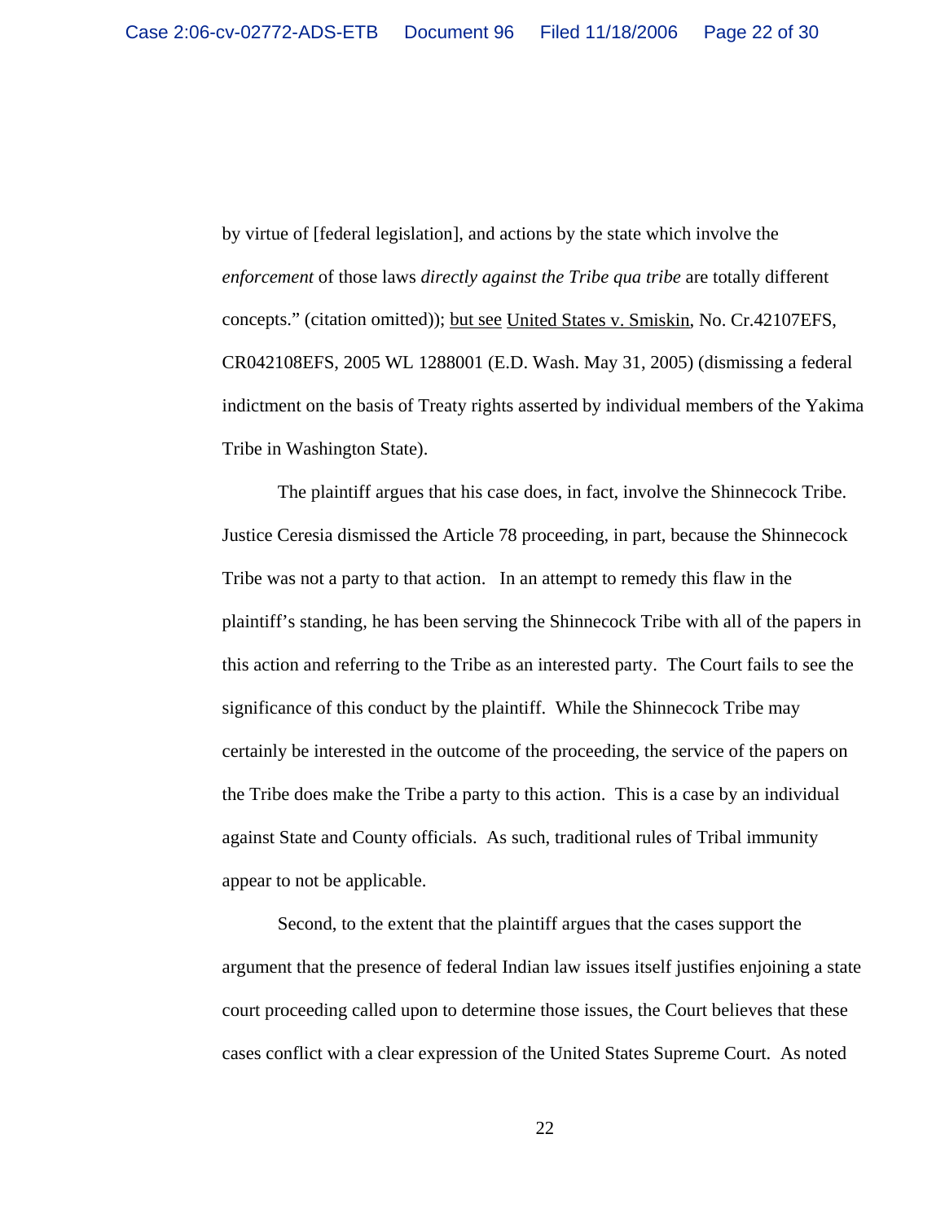by virtue of [federal legislation], and actions by the state which involve the *enforcement* of those laws *directly against the Tribe qua tribe* are totally different concepts." (citation omitted)); but see United States v. Smiskin, No. Cr.42107EFS, CR042108EFS, 2005 WL 1288001 (E.D. Wash. May 31, 2005) (dismissing a federal indictment on the basis of Treaty rights asserted by individual members of the Yakima Tribe in Washington State).

The plaintiff argues that his case does, in fact, involve the Shinnecock Tribe. Justice Ceresia dismissed the Article 78 proceeding, in part, because the Shinnecock Tribe was not a party to that action. In an attempt to remedy this flaw in the plaintiff's standing, he has been serving the Shinnecock Tribe with all of the papers in this action and referring to the Tribe as an interested party. The Court fails to see the significance of this conduct by the plaintiff. While the Shinnecock Tribe may certainly be interested in the outcome of the proceeding, the service of the papers on the Tribe does make the Tribe a party to this action. This is a case by an individual against State and County officials. As such, traditional rules of Tribal immunity appear to not be applicable.

Second, to the extent that the plaintiff argues that the cases support the argument that the presence of federal Indian law issues itself justifies enjoining a state court proceeding called upon to determine those issues, the Court believes that these cases conflict with a clear expression of the United States Supreme Court. As noted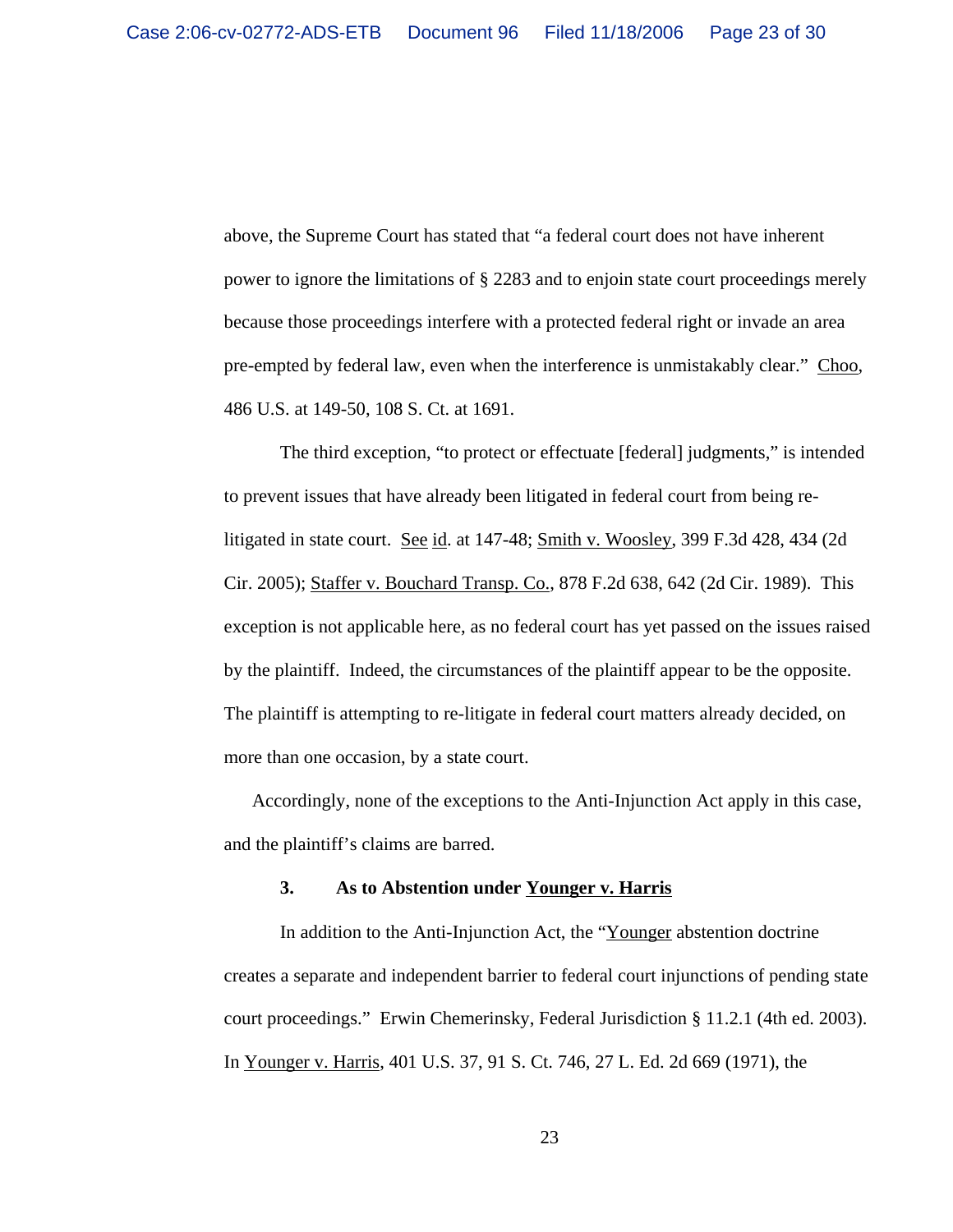above, the Supreme Court has stated that "a federal court does not have inherent power to ignore the limitations of § 2283 and to enjoin state court proceedings merely because those proceedings interfere with a protected federal right or invade an area pre-empted by federal law, even when the interference is unmistakably clear." Choo, 486 U.S. at 149-50, 108 S. Ct. at 1691.

The third exception, "to protect or effectuate [federal] judgments," is intended to prevent issues that have already been litigated in federal court from being re-litigated in state court. See id. at 147-48; Smith v. Woosley, 399 F.3d 428, 434 (2d Cir. 2005); Staffer v. Bouchard Transp. Co., 878 F.2d 638, 642 (2d Cir. 1989). This exception is not applicable here, as no federal court has yet passed on the issues raised by the plaintiff. Indeed, the circumstances of the plaintiff appear to be the opposite. The plaintiff is attempting to re-litigate in federal court matters already decided, on more than one occasion, by a state court.

Accordingly, none of the exceptions to the Anti-Injunction Act apply in this case, and the plaintiff's claims are barred.

### 3. As to Abstention under Younger v. Harris

In addition to the Anti-Injunction Act, the "Younger abstention doctrine creates a separate and independent barrier to federal court injunctions of pending state court proceedings." Erwin Chemerinsky, Federal Jurisdiction § 11.2.1 (4th ed. 2003). In Younger v. Harris, 401 U.S. 37, 91 S. Ct. 746, 27 L. Ed. 2d 669 (1971), the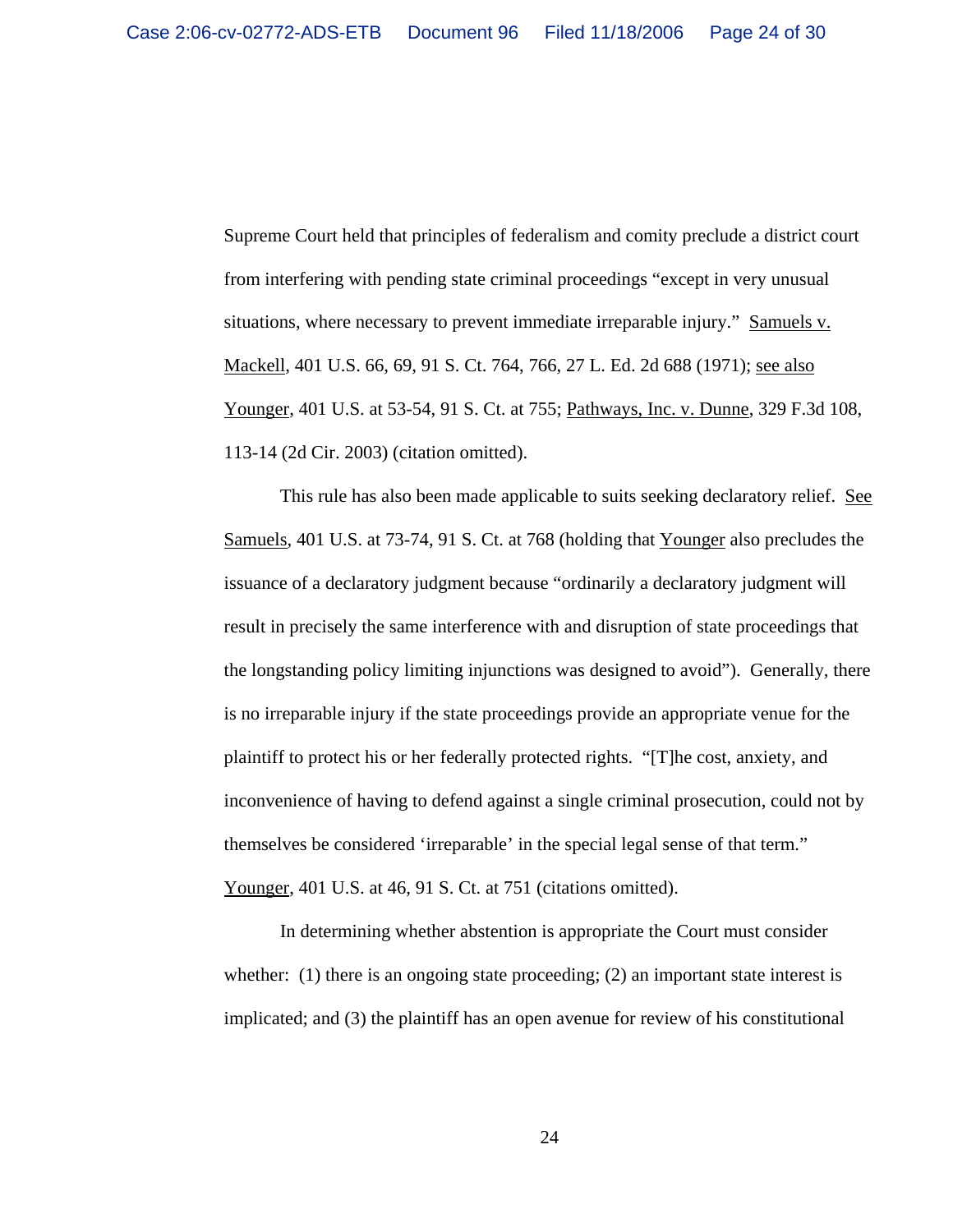Supreme Court held that principles of federalism and comity preclude a district court from interfering with pending state criminal proceedings "except in very unusual situations, where necessary to prevent immediate irreparable injury." Samuels v. Mackell, 401 U.S. 66, 69, 91 S. Ct. 764, 766, 27 L. Ed. 2d 688 (1971); see also Younger, 401 U.S. at 53-54, 91 S. Ct. at 755; Pathways, Inc. v. Dunne, 329 F.3d 108, 113-14 (2d Cir. 2003) (citation omitted).

This rule has also been made applicable to suits seeking declaratory relief. See Samuels, 401 U.S. at 73-74, 91 S. Ct. at 768 (holding that Younger also precludes the issuance of a declaratory judgment because "ordinarily a declaratory judgment will result in precisely the same interference with and disruption of state proceedings that the longstanding policy limiting injunctions was designed to avoid"). Generally, there is no irreparable injury if the state proceedings provide an appropriate venue for the plaintiff to protect his or her federally protected rights. "[T]he cost, anxiety, and inconvenience of having to defend against a single criminal prosecution, could not by themselves be considered 'irreparable' in the special legal sense of that term." Younger, 401 U.S. at 46, 91 S. Ct. at 751 (citations omitted).

In determining whether abstention is appropriate the Court must consider whether: (1) there is an ongoing state proceeding; (2) an important state interest is implicated; and (3) the plaintiff has an open avenue for review of his constitutional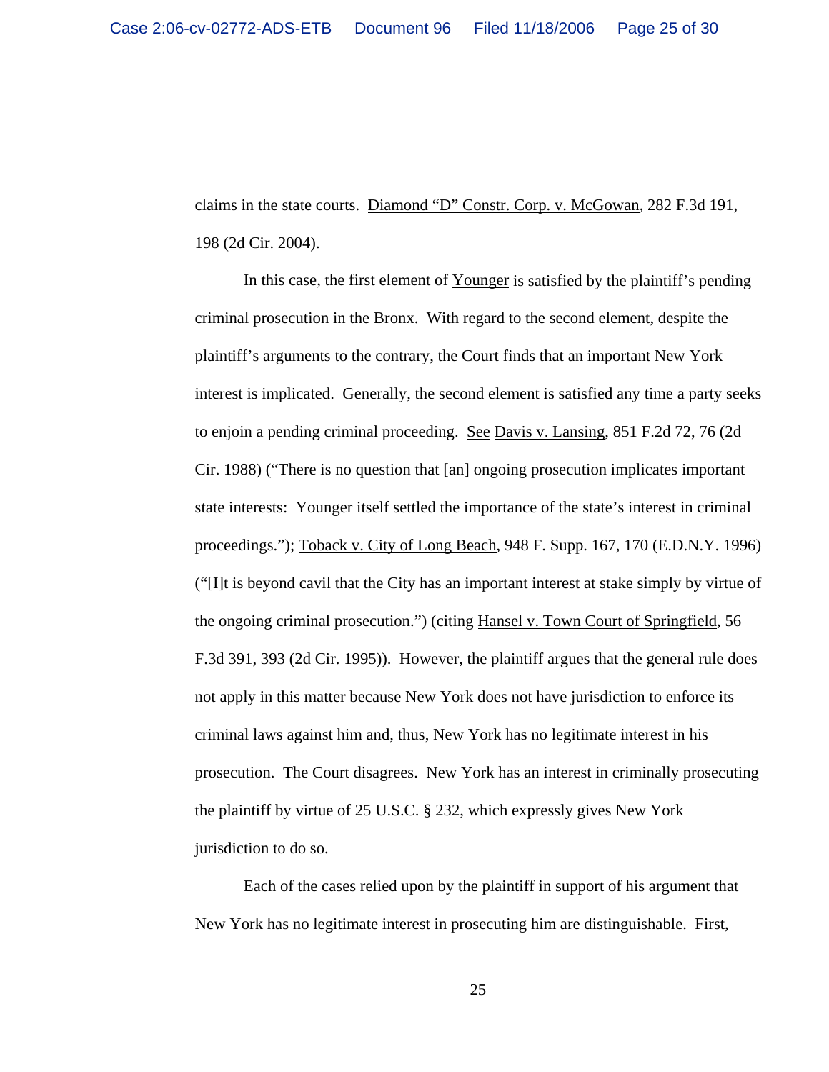claims in the state courts. Diamond "D" Constr. Corp. v. McGowan, 282 F.3d 191, 198 (2d Cir. 2004).

In this case, the first element of Younger is satisfied by the plaintiff's pending criminal prosecution in the Bronx. With regard to the second element, despite the plaintiff's arguments to the contrary, the Court finds that an important New York interest is implicated. Generally, the second element is satisfied any time a party seeks to enjoin a pending criminal proceeding. See Davis v. Lansing, 851 F.2d 72, 76 (2d Cir. 1988) ("There is no question that [an] ongoing prosecution implicates important state interests: Younger itself settled the importance of the state's interest in criminal proceedings."); Toback v. City of Long Beach, 948 F. Supp. 167, 170 (E.D.N.Y. 1996) ("[I]t is beyond cavil that the City has an important interest at stake simply by virtue of the ongoing criminal prosecution.") (citing Hansel v. Town Court of Springfield, 56 F.3d 391, 393 (2d Cir. 1995)). However, the plaintiff argues that the general rule does not apply in this matter because New York does not have jurisdiction to enforce its criminal laws against him and, thus, New York has no legitimate interest in his prosecution. The Court disagrees. New York has an interest in criminally prosecuting the plaintiff by virtue of 25 U.S.C. § 232, which expressly gives New York jurisdiction to do so.

Each of the cases relied upon by the plaintiff in support of his argument that New York has no legitimate interest in prosecuting him are distinguishable. First,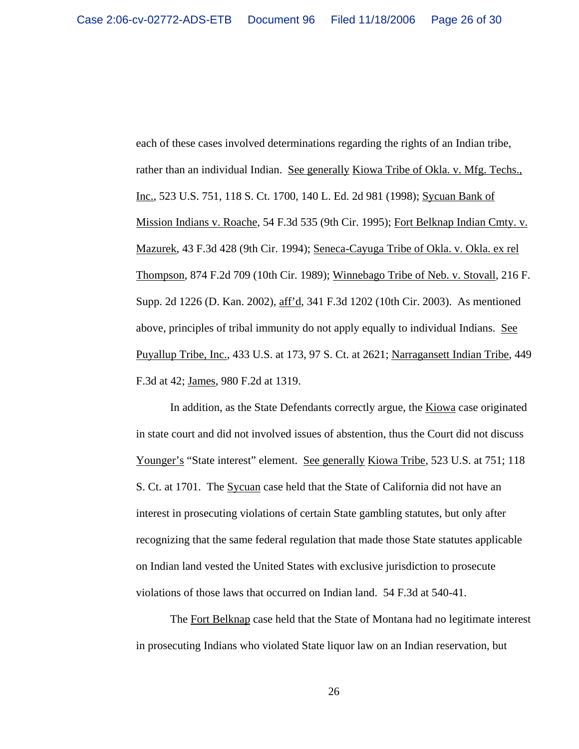each of these cases involved determinations regarding the rights of an Indian tribe, rather than an individual Indian. See generally Kiowa Tribe of Okla. v. Mfg. Techs., Inc., 523 U.S. 751, 118 S. Ct. 1700, 140 L. Ed. 2d 981 (1998); Sycuan Bank of Mission Indians v. Roache, 54 F.3d 535 (9th Cir. 1995); Fort Belknap Indian Cmty. v. Mazurek, 43 F.3d 428 (9th Cir. 1994); Seneca-Cayuga Tribe of Okla. v. Okla. ex rel Thompson, 874 F.2d 709 (10th Cir. 1989); Winnebago Tribe of Neb. v. Stovall, 216 F. Supp. 2d 1226 (D. Kan. 2002), aff'd, 341 F.3d 1202 (10th Cir. 2003). As mentioned above, principles of tribal immunity do not apply equally to individual Indians. See Puyallup Tribe, Inc., 433 U.S. at 173, 97 S. Ct. at 2621; Narragansett Indian Tribe, 449 F.3d at 42; James, 980 F.2d at 1319.

In addition, as the State Defendants correctly argue, the Kiowa case originated in state court and did not involved issues of abstention, thus the Court did not discuss Younger's "State interest" element. See generally Kiowa Tribe, 523 U.S. at 751; 118 S. Ct. at 1701. The Sycuan case held that the State of California did not have an interest in prosecuting violations of certain State gambling statutes, but only after recognizing that the same federal regulation that made those State statutes applicable on Indian land vested the United States with exclusive jurisdiction to prosecute violations of those laws that occurred on Indian land. 54 F.3d at 540-41.

The Fort Belknap case held that the State of Montana had no legitimate interest in prosecuting Indians who violated State liquor law on an Indian reservation, but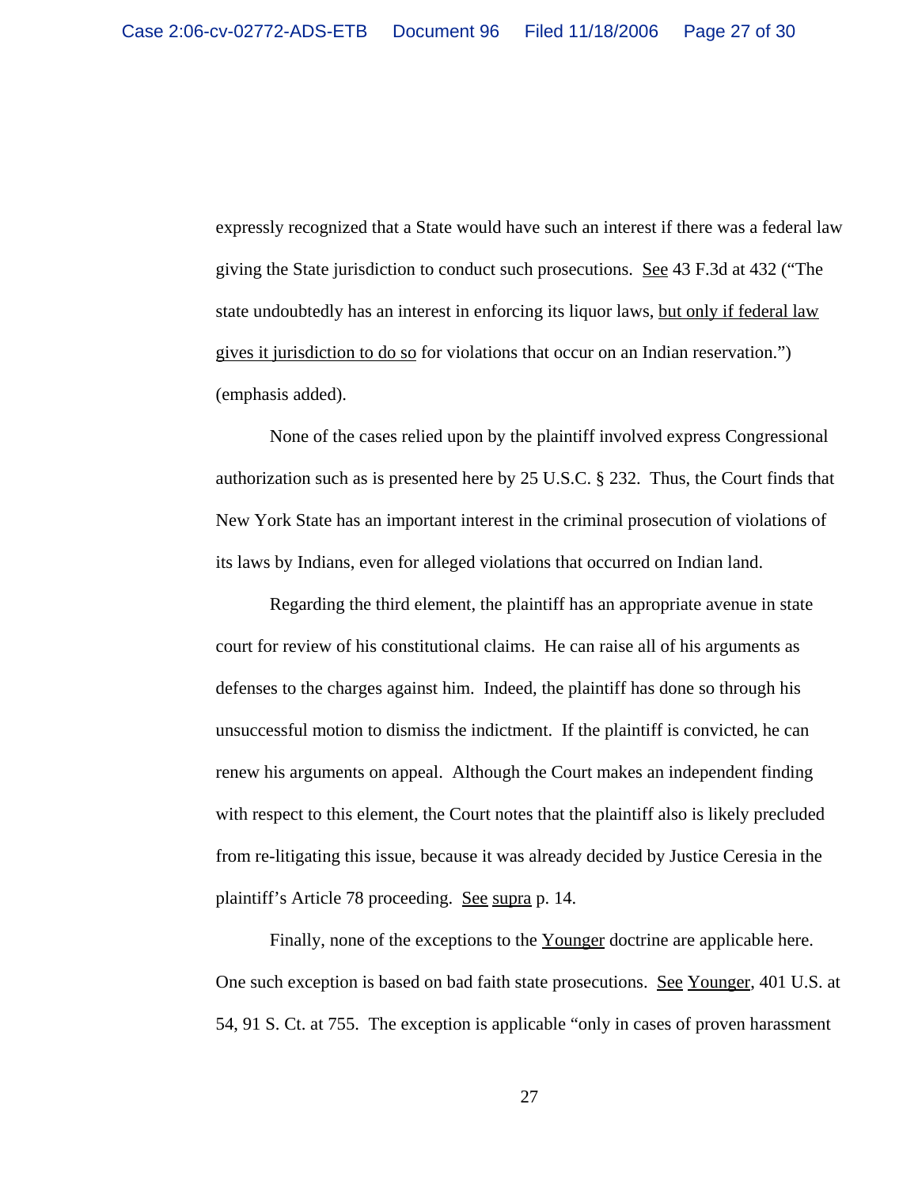expressly recognized that a State would have such an interest if there was a federal law giving the State jurisdiction to conduct such prosecutions. See 43 F.3d at 432 ("The state undoubtedly has an interest in enforcing its liquor laws, but only if federal law gives it jurisdiction to do so for violations that occur on an Indian reservation.") (emphasis added).

None of the cases relied upon by the plaintiff involved express Congressional authorization such as is presented here by 25 U.S.C. § 232. Thus, the Court finds that New York State has an important interest in the criminal prosecution of violations of its laws by Indians, even for alleged violations that occurred on Indian land.

Regarding the third element, the plaintiff has an appropriate avenue in state court for review of his constitutional claims. He can raise all of his arguments as defenses to the charges against him. Indeed, the plaintiff has done so through his unsuccessful motion to dismiss the indictment. If the plaintiff is convicted, he can renew his arguments on appeal. Although the Court makes an independent finding with respect to this element, the Court notes that the plaintiff also is likely precluded from re-litigating this issue, because it was already decided by Justice Ceresia in the plaintiff's Article 78 proceeding. See supra p. 14.

Finally, none of the exceptions to the Younger doctrine are applicable here. One such exception is based on bad faith state prosecutions. See Younger, 401 U.S. at 54, 91 S. Ct. at 755. The exception is applicable "only in cases of proven harassment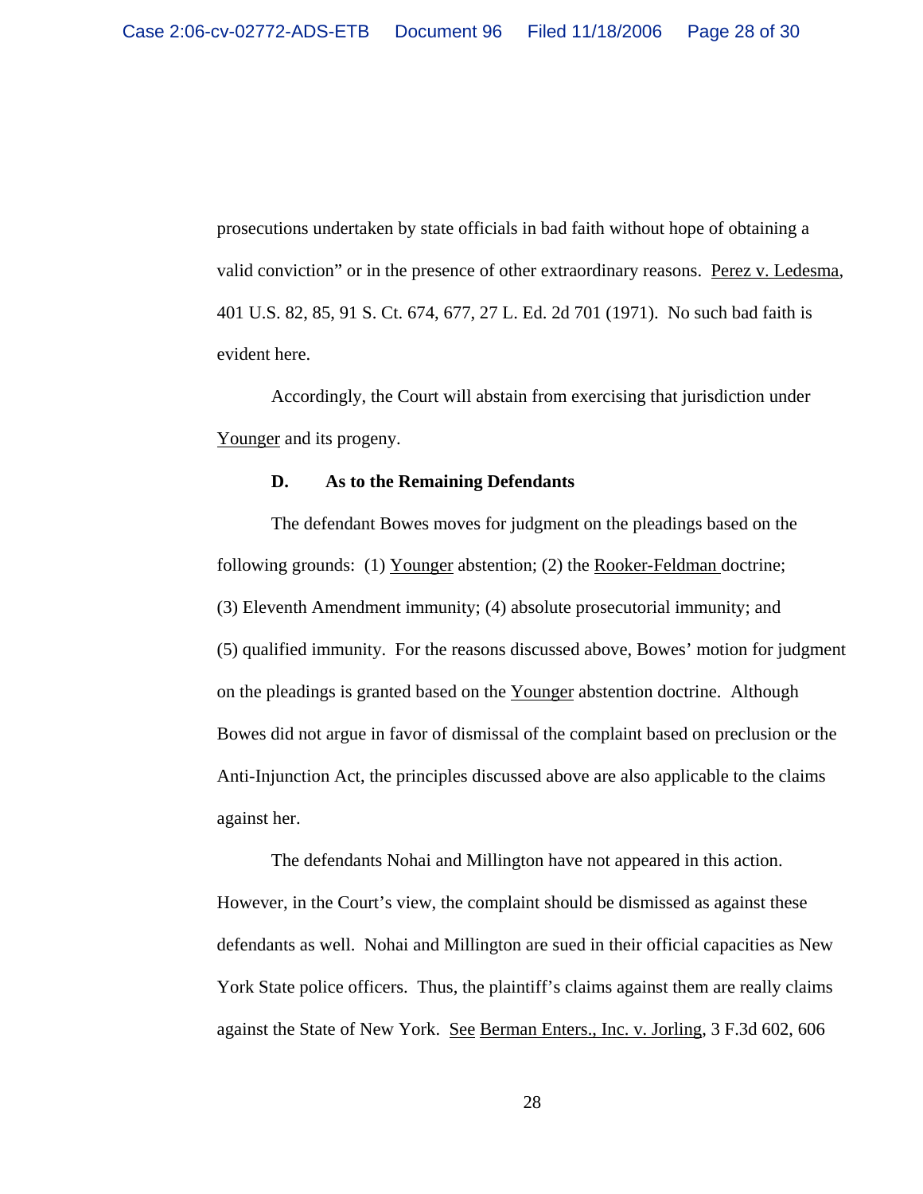prosecutions undertaken by state officials in bad faith without hope of obtaining a valid conviction" or in the presence of other extraordinary reasons. Perez v. Ledesma, 401 U.S. 82, 85, 91 S. Ct. 674, 677, 27 L. Ed. 2d 701 (1971). No such bad faith is evident here.

Accordingly, the Court will abstain from exercising that jurisdiction under Younger and its progeny.

**D. As to the Remaining Defendants**

The defendant Bowes moves for judgment on the pleadings based on the following grounds: (1) Younger abstention; (2) the Rooker-Feldman doctrine; (3) Eleventh Amendment immunity; (4) absolute prosecutorial immunity; and (5) qualified immunity. For the reasons discussed above, Bowes' motion for judgment on the pleadings is granted based on the Younger abstention doctrine. Although Bowes did not argue in favor of dismissal of the complaint based on preclusion or the Anti-Injunction Act, the principles discussed above are also applicable to the claims against her.

The defendants Nohai and Millington have not appeared in this action. However, in the Court's view, the complaint should be dismissed as against these defendants as well. Nohai and Millington are sued in their official capacities as New York State police officers. Thus, the plaintiff's claims against them are really claims against the State of New York. See Berman Enters., Inc. v. Jorling, 3 F.3d 602, 606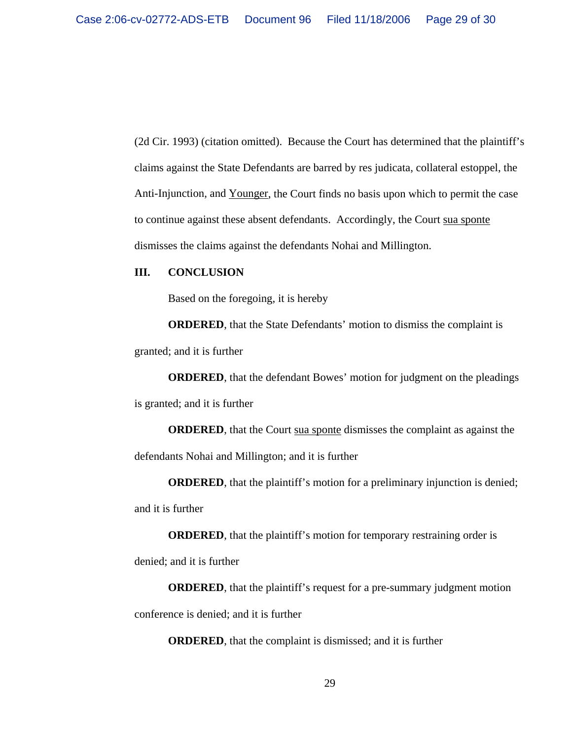(2d Cir. 1993) (citation omitted). Because the Court has determined that the plaintiff's claims against the State Defendants are barred by res judicata, collateral estoppel, the Anti-Injunction, and Younger, the Court finds no basis upon which to permit the case to continue against these absent defendants. Accordingly, the Court sua sponte dismisses the claims against the defendants Nohai and Millington.

**III. CONCLUSION**

Based on the foregoing, it is hereby

**ORDERED**, that the State Defendants' motion to dismiss the complaint is granted; and it is further

**ORDERED**, that the defendant Bowes' motion for judgment on the pleadings is granted; and it is further

**ORDERED**, that the Court sua sponte dismisses the complaint as against the defendants Nohai and Millington; and it is further

**ORDERED**, that the plaintiff's motion for a preliminary injunction is denied; and it is further

**ORDERED**, that the plaintiff's motion for temporary restraining order is denied; and it is further

**ORDERED**, that the plaintiff's request for a pre-summary judgment motion conference is denied; and it is further

**ORDERED**, that the complaint is dismissed; and it is further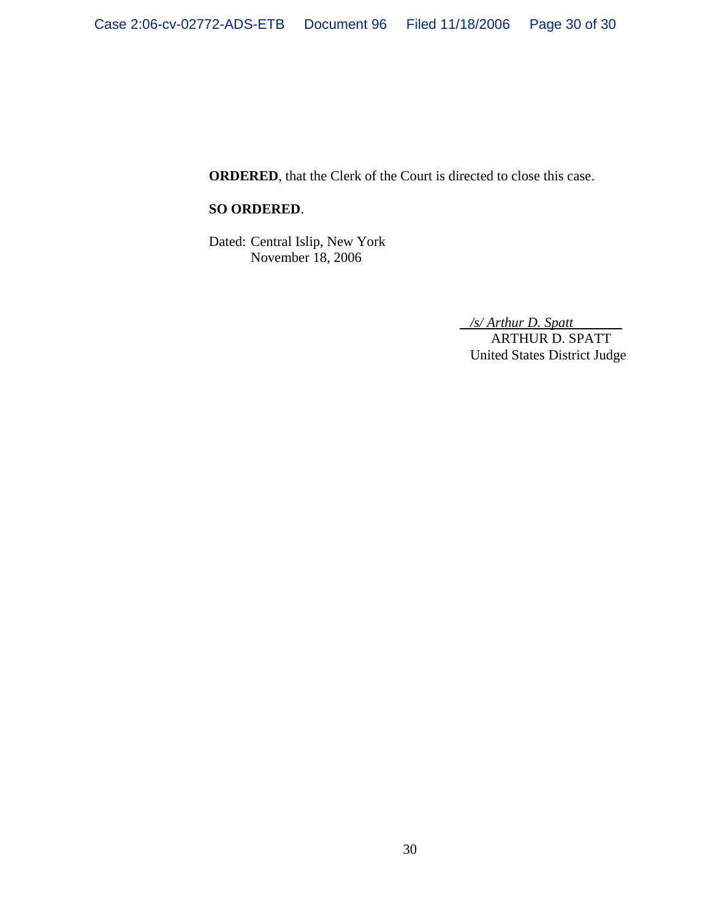**ORDERED**, that the Clerk of the Court is directed to close this case.

**SO ORDERED**.

Dated: Central Islip, New York
November 18, 2006

*/s/ Arthur D. Spatt*
ARTHUR D. SPATT
United States District Judge